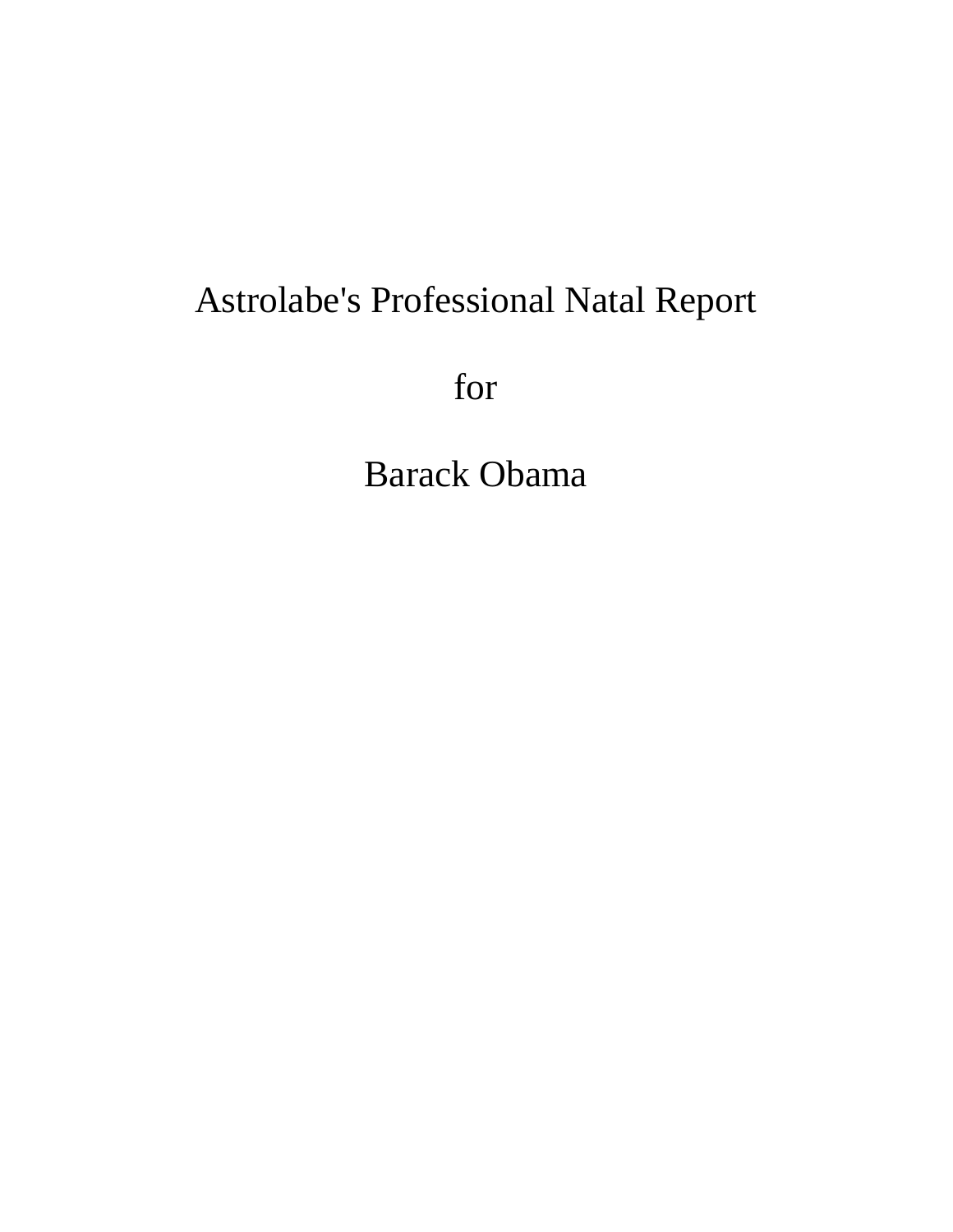# Astrolabe's Professional Natal Report

for

Barack Obama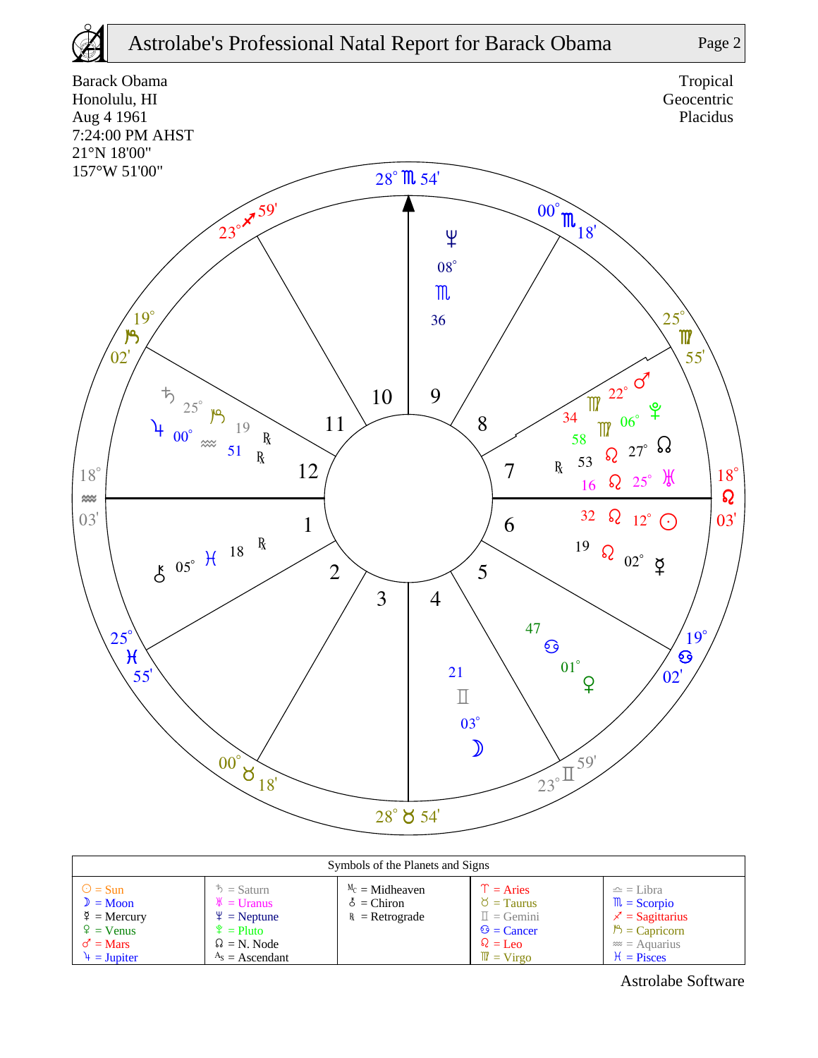# Astrolabe's Professional Natal Report for Barack Obama

Barack Obama
Honolulu, HI
Aug 4 1961
7:24:00 PM AHST
21°N 18'00"
157°W 51'00"

Tropical
Geocentric
Placidus

| Symbols of the Planets and Signs | | | | |
|---|---|---|---|---|
| ☉ = Sun | ♄ = Saturn | Mc = Midheaven | ♈ = Aries | ♎ = Libra |
| ☽ = Moon | ♅ = Uranus | ⚷ = Chiron | ♉ = Taurus | ♏ = Scorpio |
| ☿ = Mercury | ♆ = Neptune | ℞ = Retrograde | ♊ = Gemini | ♐ = Sagittarius |
| ♀ = Venus | ♇ = Pluto | | ♋ = Cancer | ♑ = Capricorn |
| ♂ = Mars | ☊ = N. Node | | ♌ = Leo | ♒ = Aquarius |
| ♃ = Jupiter | As = Ascendant | | ♍ = Virgo | ♓ = Pisces |

Astrolabe Software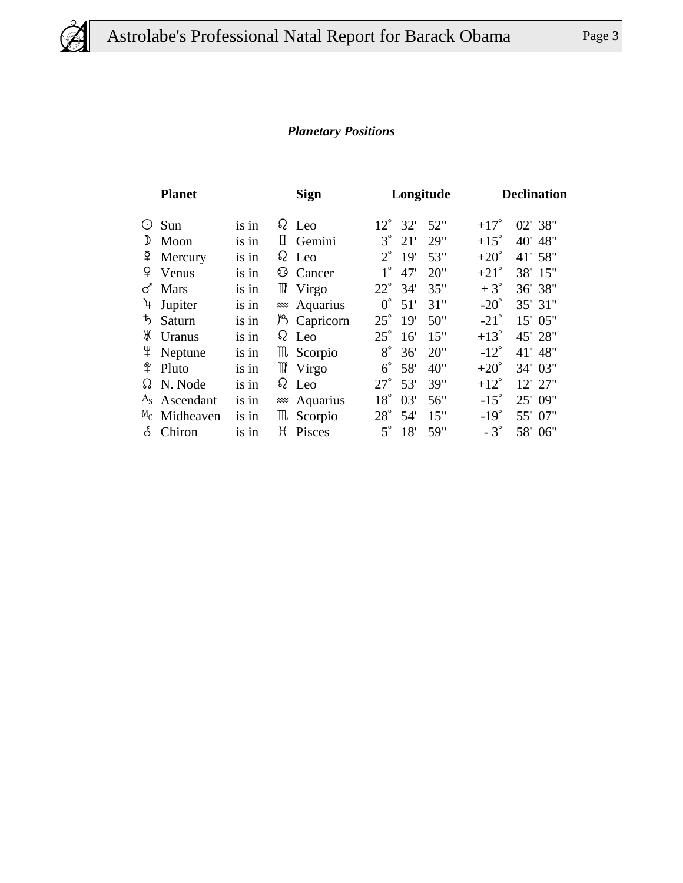## *Planetary Positions*

| | Planet | | | Sign | Longitude | Declination |
|---|---|---|---|---|---|---|
| ☉ | Sun | is in | ♌ | Leo | 12° 32' 52" | +17° 02' 38" |
| ☽ | Moon | is in | ♊ | Gemini | 3° 21' 29" | +15° 40' 48" |
| ☿ | Mercury | is in | ♌ | Leo | 2° 19' 53" | +20° 41' 58" |
| ♀ | Venus | is in | ♋ | Cancer | 1° 47' 20" | +21° 38' 15" |
| ♂ | Mars | is in | ♍ | Virgo | 22° 34' 35" | + 3° 36' 38" |
| ♃ | Jupiter | is in | ♒ | Aquarius | 0° 51' 31" | -20° 35' 31" |
| ♄ | Saturn | is in | ♑ | Capricorn | 25° 19' 50" | -21° 15' 05" |
| ♅ | Uranus | is in | ♌ | Leo | 25° 16' 15" | +13° 45' 28" |
| ♆ | Neptune | is in | ♏ | Scorpio | 8° 36' 20" | -12° 41' 48" |
| ♇ | Pluto | is in | ♍ | Virgo | 6° 58' 40" | +20° 34' 03" |
| ☊ | N. Node | is in | ♌ | Leo | 27° 53' 39" | +12° 12' 27" |
| As | Ascendant | is in | ♒ | Aquarius | 18° 03' 56" | -15° 25' 09" |
| Mc | Midheaven | is in | ♏ | Scorpio | 28° 54' 15" | -19° 55' 07" |
| ⚷ | Chiron | is in | ♓ | Pisces | 5° 18' 59" | - 3° 58' 06" |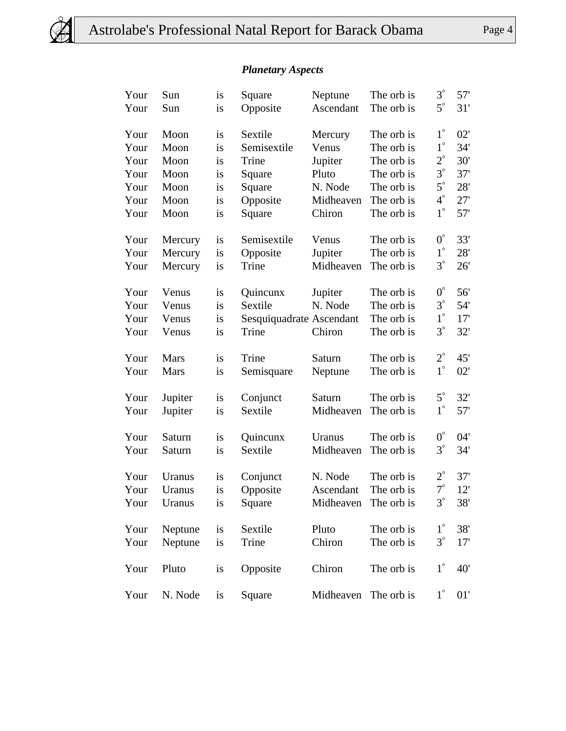### *Planetary Aspects*

| | | | | | | |
|---|---|---|---|---|---|---|
| Your | Sun | is | Square | Neptune | The orb is | 3° 57' |
| Your | Sun | is | Opposite | Ascendant | The orb is | 5° 31' |
| | | | | | | |
| Your | Moon | is | Sextile | Mercury | The orb is | 1° 02' |
| Your | Moon | is | Semisextile | Venus | The orb is | 1° 34' |
| Your | Moon | is | Trine | Jupiter | The orb is | 2° 30' |
| Your | Moon | is | Square | Pluto | The orb is | 3° 37' |
| Your | Moon | is | Square | N. Node | The orb is | 5° 28' |
| Your | Moon | is | Opposite | Midheaven | The orb is | 4° 27' |
| Your | Moon | is | Square | Chiron | The orb is | 1° 57' |
| | | | | | | |
| Your | Mercury | is | Semisextile | Venus | The orb is | 0° 33' |
| Your | Mercury | is | Opposite | Jupiter | The orb is | 1° 28' |
| Your | Mercury | is | Trine | Midheaven | The orb is | 3° 26' |
| | | | | | | |
| Your | Venus | is | Quincunx | Jupiter | The orb is | 0° 56' |
| Your | Venus | is | Sextile | N. Node | The orb is | 3° 54' |
| Your | Venus | is | Sesquiquadrate | Ascendant | The orb is | 1° 17' |
| Your | Venus | is | Trine | Chiron | The orb is | 3° 32' |
| | | | | | | |
| Your | Mars | is | Trine | Saturn | The orb is | 2° 45' |
| Your | Mars | is | Semisquare | Neptune | The orb is | 1° 02' |
| | | | | | | |
| Your | Jupiter | is | Conjunct | Saturn | The orb is | 5° 32' |
| Your | Jupiter | is | Sextile | Midheaven | The orb is | 1° 57' |
| | | | | | | |
| Your | Saturn | is | Quincunx | Uranus | The orb is | 0° 04' |
| Your | Saturn | is | Sextile | Midheaven | The orb is | 3° 34' |
| | | | | | | |
| Your | Uranus | is | Conjunct | N. Node | The orb is | 2° 37' |
| Your | Uranus | is | Opposite | Ascendant | The orb is | 7° 12' |
| Your | Uranus | is | Square | Midheaven | The orb is | 3° 38' |
| | | | | | | |
| Your | Neptune | is | Sextile | Pluto | The orb is | 1° 38' |
| Your | Neptune | is | Trine | Chiron | The orb is | 3° 17' |
| | | | | | | |
| Your | Pluto | is | Opposite | Chiron | The orb is | 1° 40' |
| | | | | | | |
| Your | N. Node | is | Square | Midheaven | The orb is | 1° 01' |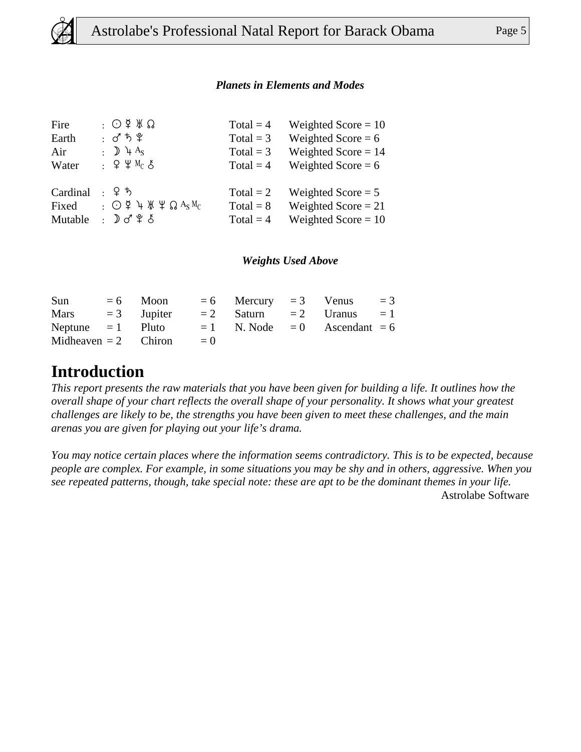### *Planets in Elements and Modes*

| | | | |
|---|---|---|---|
| Fire | : ☉ ☿ ♅ ☊ | Total = 4 | Weighted Score = 10 |
| Earth | : ♂ ♄ ♇ | Total = 3 | Weighted Score = 6 |
| Air | : ☽ ♃ As | Total = 3 | Weighted Score = 14 |
| Water | : ♀ ♆ Mc ⚷ | Total = 4 | Weighted Score = 6 |
| | | | |
| Cardinal | : ♀ ♄ | Total = 2 | Weighted Score = 5 |
| Fixed | : ☉ ☿ ♃ ♅ ♆ ☊ As Mc | Total = 8 | Weighted Score = 21 |
| Mutable | : ☽ ♂ ♇ ⚷ | Total = 4 | Weighted Score = 10 |

### *Weights Used Above*

| | | | | | | | |
|---|---|---|---|---|---|---|---|
| Sun | = 6 | Moon | = 6 | Mercury | = 3 | Venus | = 3 |
| Mars | = 3 | Jupiter | = 2 | Saturn | = 2 | Uranus | = 1 |
| Neptune | = 1 | Pluto | = 1 | N. Node | = 0 | Ascendant | = 6 |
| Midheaven | = 2 | Chiron | = 0 | | | | |

# Introduction

*This report presents the raw materials that you have been given for building a life. It outlines how the overall shape of your chart reflects the overall shape of your personality. It shows what your greatest challenges are likely to be, the strengths you have been given to meet these challenges, and the main arenas you are given for playing out your life's drama.*

*You may notice certain places where the information seems contradictory. This is to be expected, because people are complex. For example, in some situations you may be shy and in others, aggressive. When you see repeated patterns, though, take special note: these are apt to be the dominant themes in your life.*

Astrolabe Software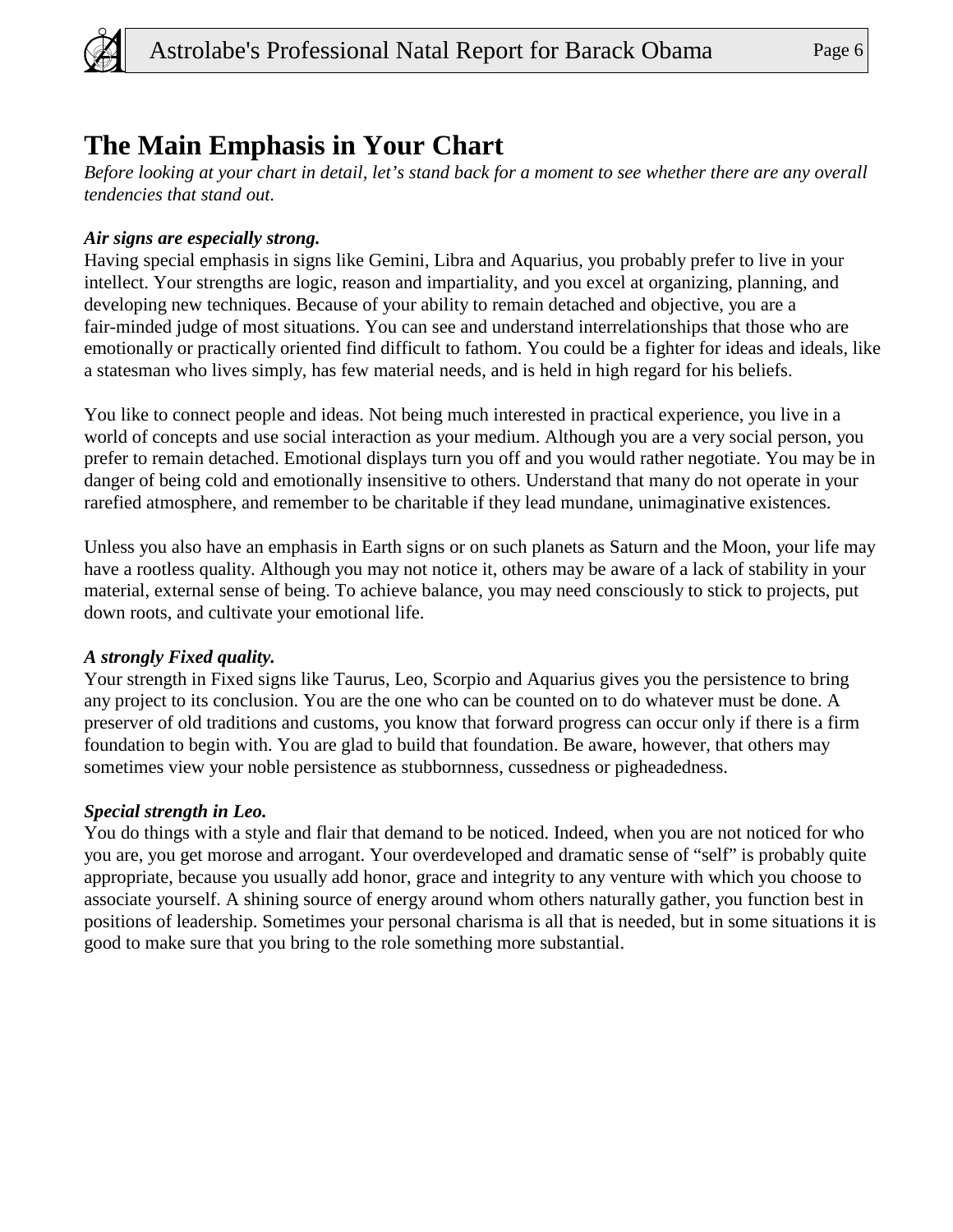# The Main Emphasis in Your Chart

*Before looking at your chart in detail, let's stand back for a moment to see whether there are any overall tendencies that stand out.*

***Air signs are especially strong.***

Having special emphasis in signs like Gemini, Libra and Aquarius, you probably prefer to live in your intellect. Your strengths are logic, reason and impartiality, and you excel at organizing, planning, and developing new techniques. Because of your ability to remain detached and objective, you are a fair-minded judge of most situations. You can see and understand interrelationships that those who are emotionally or practically oriented find difficult to fathom. You could be a fighter for ideas and ideals, like a statesman who lives simply, has few material needs, and is held in high regard for his beliefs.

You like to connect people and ideas. Not being much interested in practical experience, you live in a world of concepts and use social interaction as your medium. Although you are a very social person, you prefer to remain detached. Emotional displays turn you off and you would rather negotiate. You may be in danger of being cold and emotionally insensitive to others. Understand that many do not operate in your rarefied atmosphere, and remember to be charitable if they lead mundane, unimaginative existences.

Unless you also have an emphasis in Earth signs or on such planets as Saturn and the Moon, your life may have a rootless quality. Although you may not notice it, others may be aware of a lack of stability in your material, external sense of being. To achieve balance, you may need consciously to stick to projects, put down roots, and cultivate your emotional life.

***A strongly Fixed quality.***

Your strength in Fixed signs like Taurus, Leo, Scorpio and Aquarius gives you the persistence to bring any project to its conclusion. You are the one who can be counted on to do whatever must be done. A preserver of old traditions and customs, you know that forward progress can occur only if there is a firm foundation to begin with. You are glad to build that foundation. Be aware, however, that others may sometimes view your noble persistence as stubbornness, cussedness or pigheadedness.

***Special strength in Leo.***

You do things with a style and flair that demand to be noticed. Indeed, when you are not noticed for who you are, you get morose and arrogant. Your overdeveloped and dramatic sense of "self" is probably quite appropriate, because you usually add honor, grace and integrity to any venture with which you choose to associate yourself. A shining source of energy around whom others naturally gather, you function best in positions of leadership. Sometimes your personal charisma is all that is needed, but in some situations it is good to make sure that you bring to the role something more substantial.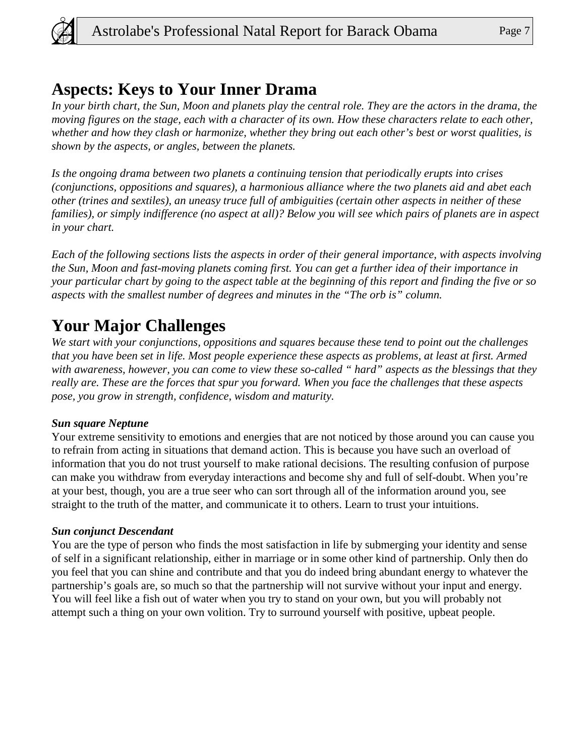## Aspects: Keys to Your Inner Drama

*In your birth chart, the Sun, Moon and planets play the central role. They are the actors in the drama, the moving figures on the stage, each with a character of its own. How these characters relate to each other, whether and how they clash or harmonize, whether they bring out each other's best or worst qualities, is shown by the aspects, or angles, between the planets.*

*Is the ongoing drama between two planets a continuing tension that periodically erupts into crises (conjunctions, oppositions and squares), a harmonious alliance where the two planets aid and abet each other (trines and sextiles), an uneasy truce full of ambiguities (certain other aspects in neither of these families), or simply indifference (no aspect at all)? Below you will see which pairs of planets are in aspect in your chart.*

*Each of the following sections lists the aspects in order of their general importance, with aspects involving the Sun, Moon and fast-moving planets coming first. You can get a further idea of their importance in your particular chart by going to the aspect table at the beginning of this report and finding the five or so aspects with the smallest number of degrees and minutes in the "The orb is" column.*

## Your Major Challenges

*We start with your conjunctions, oppositions and squares because these tend to point out the challenges that you have been set in life. Most people experience these aspects as problems, at least at first. Armed with awareness, however, you can come to view these so-called " hard" aspects as the blessings that they really are. These are the forces that spur you forward. When you face the challenges that these aspects pose, you grow in strength, confidence, wisdom and maturity.*

***Sun square Neptune***

Your extreme sensitivity to emotions and energies that are not noticed by those around you can cause you to refrain from acting in situations that demand action. This is because you have such an overload of information that you do not trust yourself to make rational decisions. The resulting confusion of purpose can make you withdraw from everyday interactions and become shy and full of self-doubt. When you're at your best, though, you are a true seer who can sort through all of the information around you, see straight to the truth of the matter, and communicate it to others. Learn to trust your intuitions.

***Sun conjunct Descendant***

You are the type of person who finds the most satisfaction in life by submerging your identity and sense of self in a significant relationship, either in marriage or in some other kind of partnership. Only then do you feel that you can shine and contribute and that you do indeed bring abundant energy to whatever the partnership's goals are, so much so that the partnership will not survive without your input and energy. You will feel like a fish out of water when you try to stand on your own, but you will probably not attempt such a thing on your own volition. Try to surround yourself with positive, upbeat people.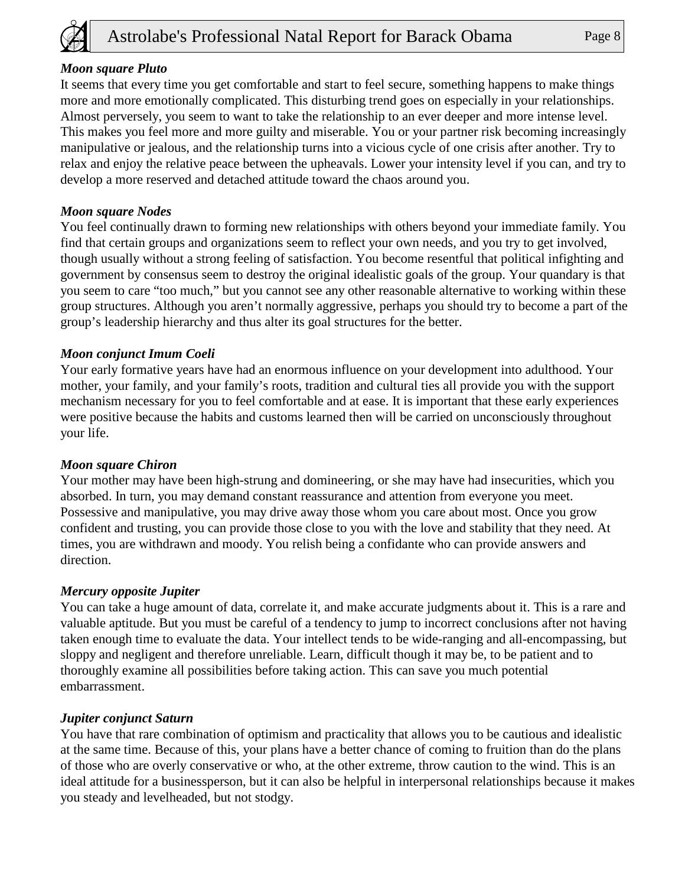***Moon square Pluto***

It seems that every time you get comfortable and start to feel secure, something happens to make things more and more emotionally complicated. This disturbing trend goes on especially in your relationships. Almost perversely, you seem to want to take the relationship to an ever deeper and more intense level. This makes you feel more and more guilty and miserable. You or your partner risk becoming increasingly manipulative or jealous, and the relationship turns into a vicious cycle of one crisis after another. Try to relax and enjoy the relative peace between the upheavals. Lower your intensity level if you can, and try to develop a more reserved and detached attitude toward the chaos around you.

***Moon square Nodes***

You feel continually drawn to forming new relationships with others beyond your immediate family. You find that certain groups and organizations seem to reflect your own needs, and you try to get involved, though usually without a strong feeling of satisfaction. You become resentful that political infighting and government by consensus seem to destroy the original idealistic goals of the group. Your quandary is that you seem to care "too much," but you cannot see any other reasonable alternative to working within these group structures. Although you aren't normally aggressive, perhaps you should try to become a part of the group's leadership hierarchy and thus alter its goal structures for the better.

***Moon conjunct Imum Coeli***

Your early formative years have had an enormous influence on your development into adulthood. Your mother, your family, and your family's roots, tradition and cultural ties all provide you with the support mechanism necessary for you to feel comfortable and at ease. It is important that these early experiences were positive because the habits and customs learned then will be carried on unconsciously throughout your life.

***Moon square Chiron***

Your mother may have been high-strung and domineering, or she may have had insecurities, which you absorbed. In turn, you may demand constant reassurance and attention from everyone you meet. Possessive and manipulative, you may drive away those whom you care about most. Once you grow confident and trusting, you can provide those close to you with the love and stability that they need. At times, you are withdrawn and moody. You relish being a confidante who can provide answers and direction.

***Mercury opposite Jupiter***

You can take a huge amount of data, correlate it, and make accurate judgments about it. This is a rare and valuable aptitude. But you must be careful of a tendency to jump to incorrect conclusions after not having taken enough time to evaluate the data. Your intellect tends to be wide-ranging and all-encompassing, but sloppy and negligent and therefore unreliable. Learn, difficult though it may be, to be patient and to thoroughly examine all possibilities before taking action. This can save you much potential embarrassment.

***Jupiter conjunct Saturn***

You have that rare combination of optimism and practicality that allows you to be cautious and idealistic at the same time. Because of this, your plans have a better chance of coming to fruition than do the plans of those who are overly conservative or who, at the other extreme, throw caution to the wind. This is an ideal attitude for a businessperson, but it can also be helpful in interpersonal relationships because it makes you steady and levelheaded, but not stodgy.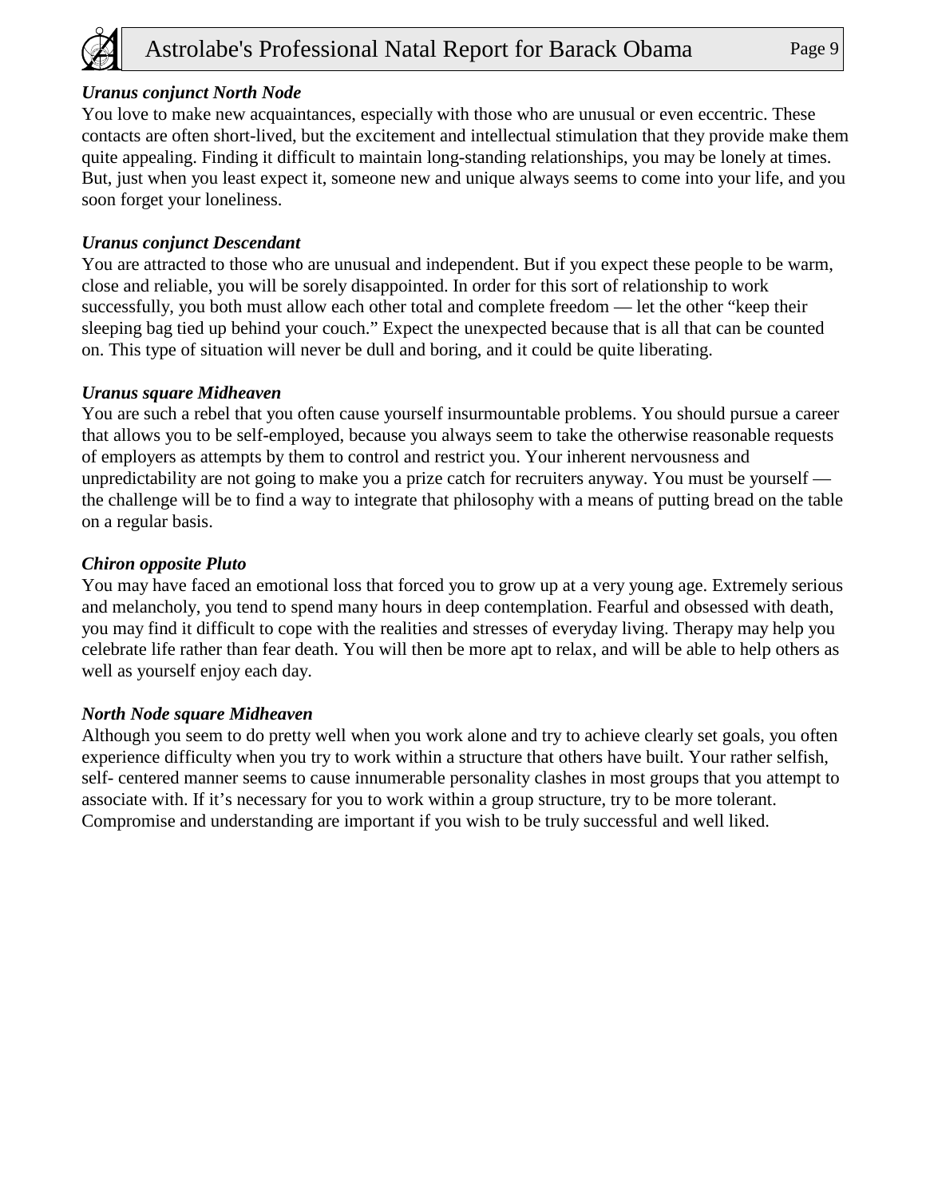***Uranus conjunct North Node***

You love to make new acquaintances, especially with those who are unusual or even eccentric. These contacts are often short-lived, but the excitement and intellectual stimulation that they provide make them quite appealing. Finding it difficult to maintain long-standing relationships, you may be lonely at times. But, just when you least expect it, someone new and unique always seems to come into your life, and you soon forget your loneliness.

***Uranus conjunct Descendant***

You are attracted to those who are unusual and independent. But if you expect these people to be warm, close and reliable, you will be sorely disappointed. In order for this sort of relationship to work successfully, you both must allow each other total and complete freedom — let the other “keep their sleeping bag tied up behind your couch.” Expect the unexpected because that is all that can be counted on. This type of situation will never be dull and boring, and it could be quite liberating.

***Uranus square Midheaven***

You are such a rebel that you often cause yourself insurmountable problems. You should pursue a career that allows you to be self-employed, because you always seem to take the otherwise reasonable requests of employers as attempts by them to control and restrict you. Your inherent nervousness and unpredictability are not going to make you a prize catch for recruiters anyway. You must be yourself — the challenge will be to find a way to integrate that philosophy with a means of putting bread on the table on a regular basis.

***Chiron opposite Pluto***

You may have faced an emotional loss that forced you to grow up at a very young age. Extremely serious and melancholy, you tend to spend many hours in deep contemplation. Fearful and obsessed with death, you may find it difficult to cope with the realities and stresses of everyday living. Therapy may help you celebrate life rather than fear death. You will then be more apt to relax, and will be able to help others as well as yourself enjoy each day.

***North Node square Midheaven***

Although you seem to do pretty well when you work alone and try to achieve clearly set goals, you often experience difficulty when you try to work within a structure that others have built. Your rather selfish, self- centered manner seems to cause innumerable personality clashes in most groups that you attempt to associate with. If it’s necessary for you to work within a group structure, try to be more tolerant. Compromise and understanding are important if you wish to be truly successful and well liked.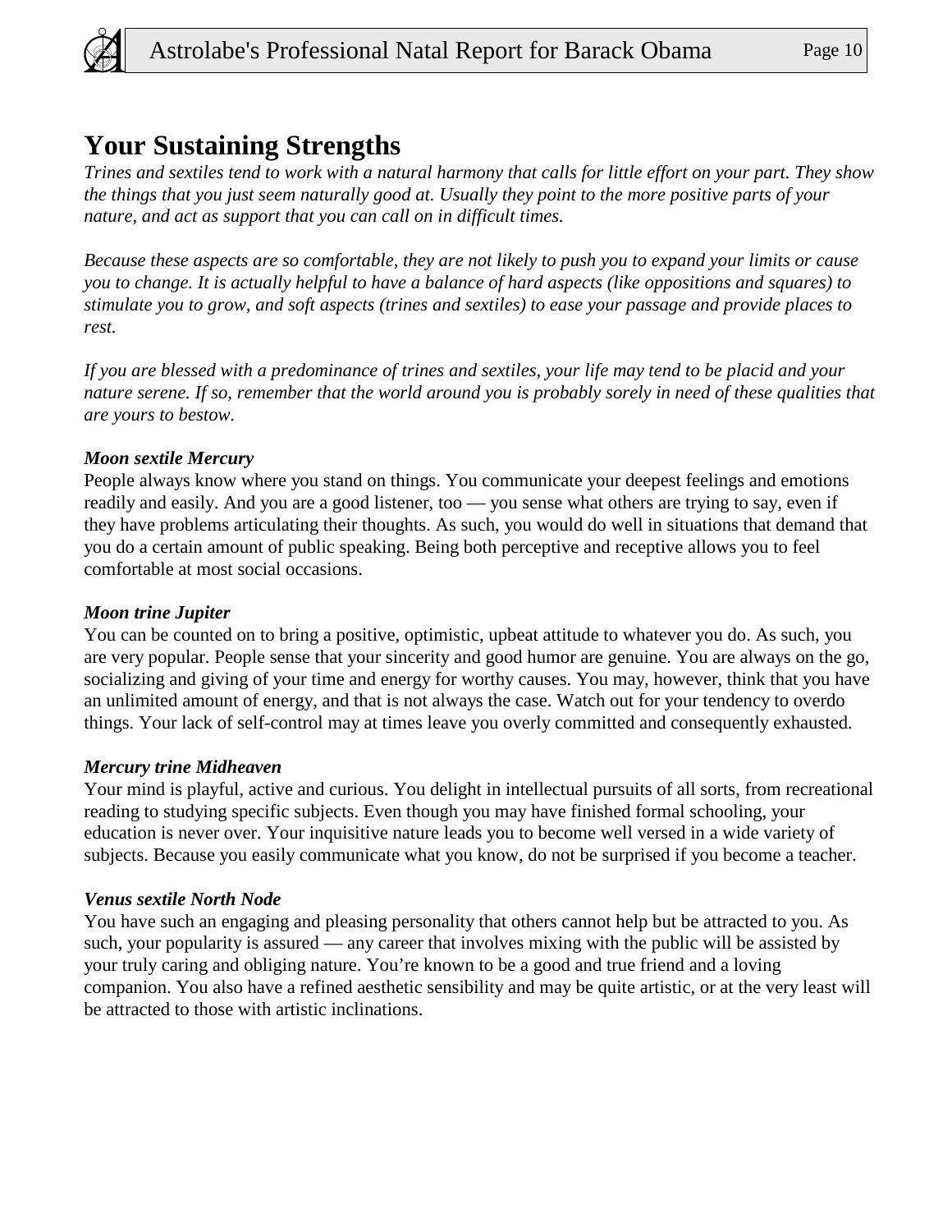## Your Sustaining Strengths

*Trines and sextiles tend to work with a natural harmony that calls for little effort on your part. They show the things that you just seem naturally good at. Usually they point to the more positive parts of your nature, and act as support that you can call on in difficult times.*

*Because these aspects are so comfortable, they are not likely to push you to expand your limits or cause you to change. It is actually helpful to have a balance of hard aspects (like oppositions and squares) to stimulate you to grow, and soft aspects (trines and sextiles) to ease your passage and provide places to rest.*

*If you are blessed with a predominance of trines and sextiles, your life may tend to be placid and your nature serene. If so, remember that the world around you is probably sorely in need of these qualities that are yours to bestow.*

***Moon sextile Mercury***

People always know where you stand on things. You communicate your deepest feelings and emotions readily and easily. And you are a good listener, too — you sense what others are trying to say, even if they have problems articulating their thoughts. As such, you would do well in situations that demand that you do a certain amount of public speaking. Being both perceptive and receptive allows you to feel comfortable at most social occasions.

***Moon trine Jupiter***

You can be counted on to bring a positive, optimistic, upbeat attitude to whatever you do. As such, you are very popular. People sense that your sincerity and good humor are genuine. You are always on the go, socializing and giving of your time and energy for worthy causes. You may, however, think that you have an unlimited amount of energy, and that is not always the case. Watch out for your tendency to overdo things. Your lack of self-control may at times leave you overly committed and consequently exhausted.

***Mercury trine Midheaven***

Your mind is playful, active and curious. You delight in intellectual pursuits of all sorts, from recreational reading to studying specific subjects. Even though you may have finished formal schooling, your education is never over. Your inquisitive nature leads you to become well versed in a wide variety of subjects. Because you easily communicate what you know, do not be surprised if you become a teacher.

***Venus sextile North Node***

You have such an engaging and pleasing personality that others cannot help but be attracted to you. As such, your popularity is assured — any career that involves mixing with the public will be assisted by your truly caring and obliging nature. You're known to be a good and true friend and a loving companion. You also have a refined aesthetic sensibility and may be quite artistic, or at the very least will be attracted to those with artistic inclinations.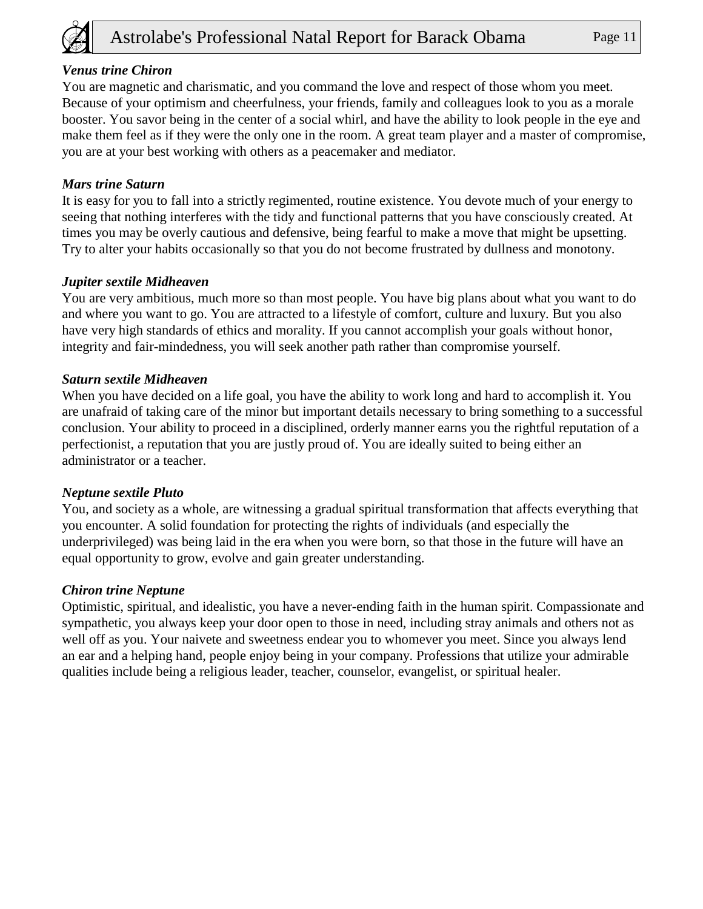***Venus trine Chiron***

You are magnetic and charismatic, and you command the love and respect of those whom you meet. Because of your optimism and cheerfulness, your friends, family and colleagues look to you as a morale booster. You savor being in the center of a social whirl, and have the ability to look people in the eye and make them feel as if they were the only one in the room. A great team player and a master of compromise, you are at your best working with others as a peacemaker and mediator.

***Mars trine Saturn***

It is easy for you to fall into a strictly regimented, routine existence. You devote much of your energy to seeing that nothing interferes with the tidy and functional patterns that you have consciously created. At times you may be overly cautious and defensive, being fearful to make a move that might be upsetting. Try to alter your habits occasionally so that you do not become frustrated by dullness and monotony.

***Jupiter sextile Midheaven***

You are very ambitious, much more so than most people. You have big plans about what you want to do and where you want to go. You are attracted to a lifestyle of comfort, culture and luxury. But you also have very high standards of ethics and morality. If you cannot accomplish your goals without honor, integrity and fair-mindedness, you will seek another path rather than compromise yourself.

***Saturn sextile Midheaven***

When you have decided on a life goal, you have the ability to work long and hard to accomplish it. You are unafraid of taking care of the minor but important details necessary to bring something to a successful conclusion. Your ability to proceed in a disciplined, orderly manner earns you the rightful reputation of a perfectionist, a reputation that you are justly proud of. You are ideally suited to being either an administrator or a teacher.

***Neptune sextile Pluto***

You, and society as a whole, are witnessing a gradual spiritual transformation that affects everything that you encounter. A solid foundation for protecting the rights of individuals (and especially the underprivileged) was being laid in the era when you were born, so that those in the future will have an equal opportunity to grow, evolve and gain greater understanding.

***Chiron trine Neptune***

Optimistic, spiritual, and idealistic, you have a never-ending faith in the human spirit. Compassionate and sympathetic, you always keep your door open to those in need, including stray animals and others not as well off as you. Your naivete and sweetness endear you to whomever you meet. Since you always lend an ear and a helping hand, people enjoy being in your company. Professions that utilize your admirable qualities include being a religious leader, teacher, counselor, evangelist, or spiritual healer.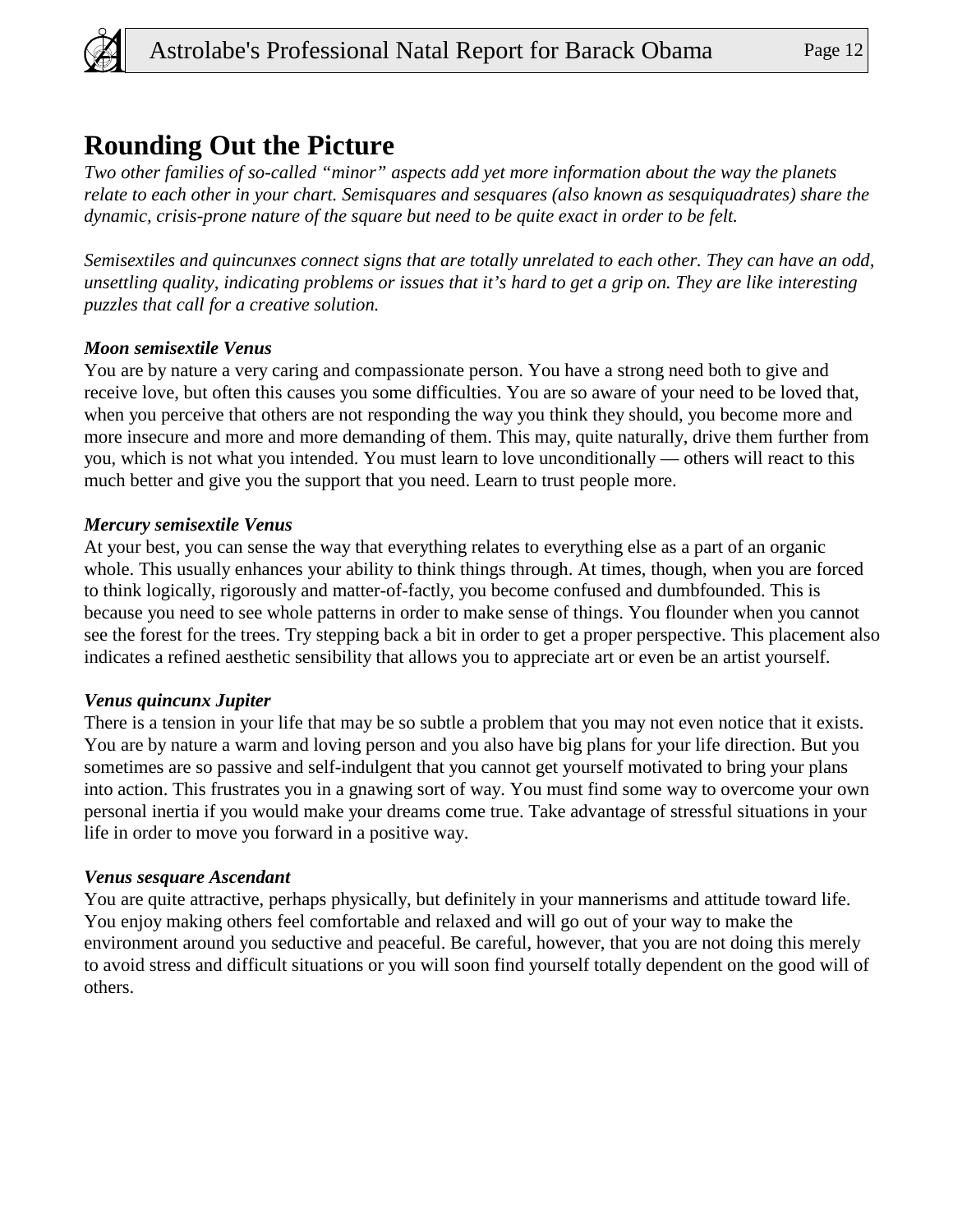## Rounding Out the Picture

*Two other families of so-called "minor" aspects add yet more information about the way the planets relate to each other in your chart. Semisquares and sesquares (also known as sesquiquadrates) share the dynamic, crisis-prone nature of the square but need to be quite exact in order to be felt.*

*Semisextiles and quincunxes connect signs that are totally unrelated to each other. They can have an odd, unsettling quality, indicating problems or issues that it's hard to get a grip on. They are like interesting puzzles that call for a creative solution.*

***Moon semisextile Venus***

You are by nature a very caring and compassionate person. You have a strong need both to give and receive love, but often this causes you some difficulties. You are so aware of your need to be loved that, when you perceive that others are not responding the way you think they should, you become more and more insecure and more and more demanding of them. This may, quite naturally, drive them further from you, which is not what you intended. You must learn to love unconditionally — others will react to this much better and give you the support that you need. Learn to trust people more.

***Mercury semisextile Venus***

At your best, you can sense the way that everything relates to everything else as a part of an organic whole. This usually enhances your ability to think things through. At times, though, when you are forced to think logically, rigorously and matter-of-factly, you become confused and dumbfounded. This is because you need to see whole patterns in order to make sense of things. You flounder when you cannot see the forest for the trees. Try stepping back a bit in order to get a proper perspective. This placement also indicates a refined aesthetic sensibility that allows you to appreciate art or even be an artist yourself.

***Venus quincunx Jupiter***

There is a tension in your life that may be so subtle a problem that you may not even notice that it exists. You are by nature a warm and loving person and you also have big plans for your life direction. But you sometimes are so passive and self-indulgent that you cannot get yourself motivated to bring your plans into action. This frustrates you in a gnawing sort of way. You must find some way to overcome your own personal inertia if you would make your dreams come true. Take advantage of stressful situations in your life in order to move you forward in a positive way.

***Venus sesquare Ascendant***

You are quite attractive, perhaps physically, but definitely in your mannerisms and attitude toward life. You enjoy making others feel comfortable and relaxed and will go out of your way to make the environment around you seductive and peaceful. Be careful, however, that you are not doing this merely to avoid stress and difficult situations or you will soon find yourself totally dependent on the good will of others.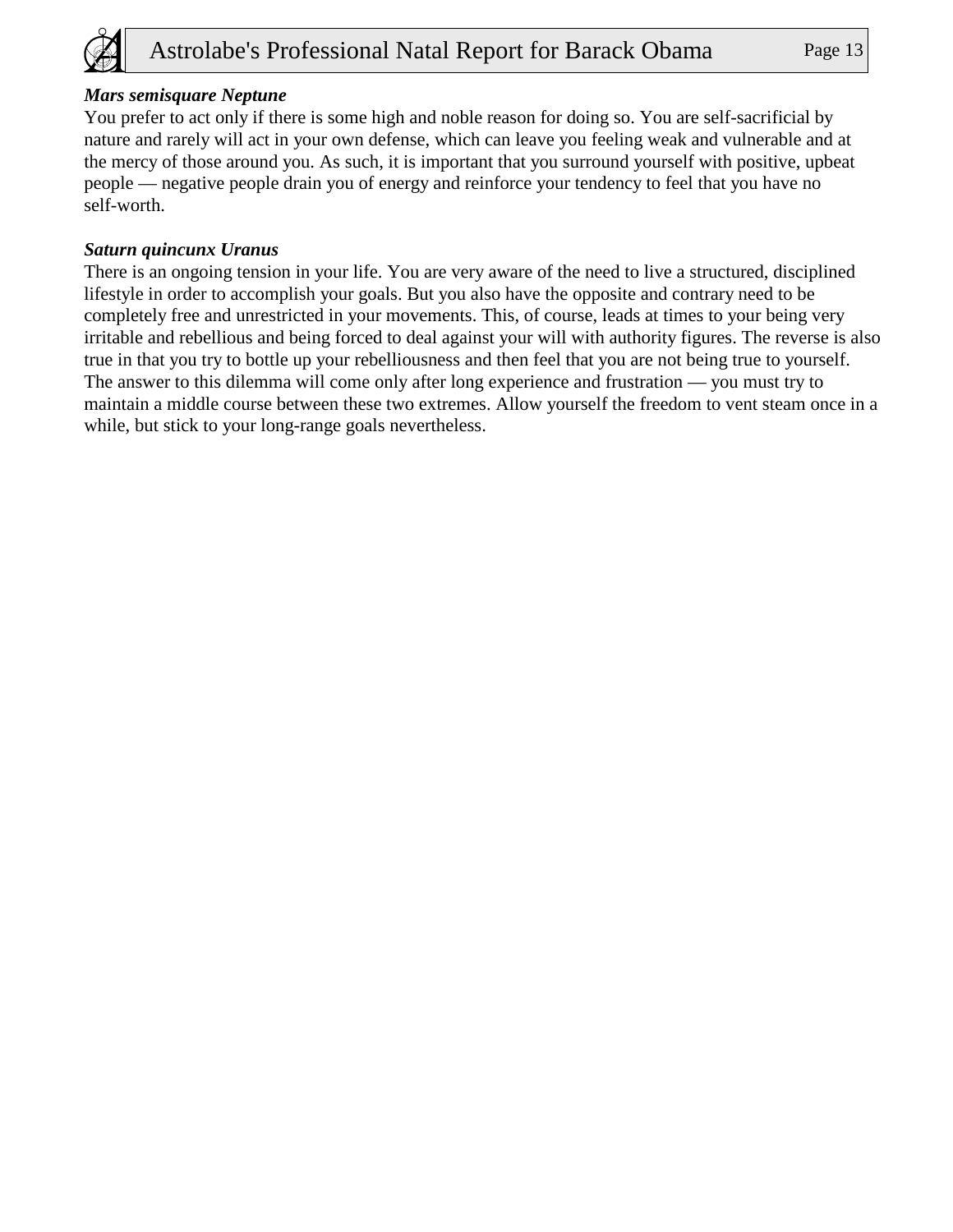***Mars semisquare Neptune***

You prefer to act only if there is some high and noble reason for doing so. You are self-sacrificial by nature and rarely will act in your own defense, which can leave you feeling weak and vulnerable and at the mercy of those around you. As such, it is important that you surround yourself with positive, upbeat people — negative people drain you of energy and reinforce your tendency to feel that you have no self-worth.

***Saturn quincunx Uranus***

There is an ongoing tension in your life. You are very aware of the need to live a structured, disciplined lifestyle in order to accomplish your goals. But you also have the opposite and contrary need to be completely free and unrestricted in your movements. This, of course, leads at times to your being very irritable and rebellious and being forced to deal against your will with authority figures. The reverse is also true in that you try to bottle up your rebelliousness and then feel that you are not being true to yourself. The answer to this dilemma will come only after long experience and frustration — you must try to maintain a middle course between these two extremes. Allow yourself the freedom to vent steam once in a while, but stick to your long-range goals nevertheless.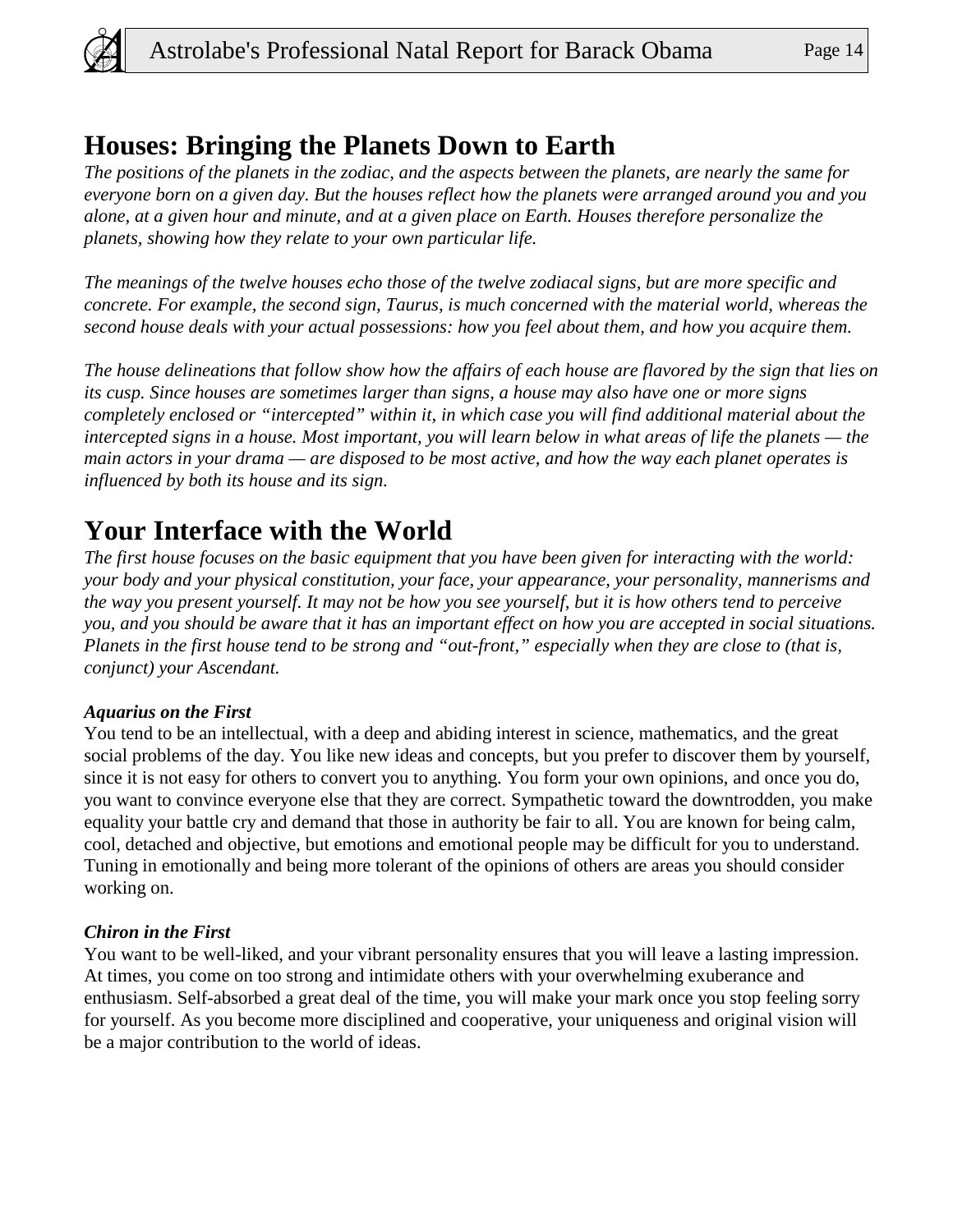## Houses: Bringing the Planets Down to Earth

*The positions of the planets in the zodiac, and the aspects between the planets, are nearly the same for everyone born on a given day. But the houses reflect how the planets were arranged around you and you alone, at a given hour and minute, and at a given place on Earth. Houses therefore personalize the planets, showing how they relate to your own particular life.*

*The meanings of the twelve houses echo those of the twelve zodiacal signs, but are more specific and concrete. For example, the second sign, Taurus, is much concerned with the material world, whereas the second house deals with your actual possessions: how you feel about them, and how you acquire them.*

*The house delineations that follow show how the affairs of each house are flavored by the sign that lies on its cusp. Since houses are sometimes larger than signs, a house may also have one or more signs completely enclosed or "intercepted" within it, in which case you will find additional material about the intercepted signs in a house. Most important, you will learn below in what areas of life the planets — the main actors in your drama — are disposed to be most active, and how the way each planet operates is influenced by both its house and its sign.*

## Your Interface with the World

*The first house focuses on the basic equipment that you have been given for interacting with the world: your body and your physical constitution, your face, your appearance, your personality, mannerisms and the way you present yourself. It may not be how you see yourself, but it is how others tend to perceive you, and you should be aware that it has an important effect on how you are accepted in social situations. Planets in the first house tend to be strong and "out-front," especially when they are close to (that is, conjunct) your Ascendant.*

***Aquarius on the First***

You tend to be an intellectual, with a deep and abiding interest in science, mathematics, and the great social problems of the day. You like new ideas and concepts, but you prefer to discover them by yourself, since it is not easy for others to convert you to anything. You form your own opinions, and once you do, you want to convince everyone else that they are correct. Sympathetic toward the downtrodden, you make equality your battle cry and demand that those in authority be fair to all. You are known for being calm, cool, detached and objective, but emotions and emotional people may be difficult for you to understand. Tuning in emotionally and being more tolerant of the opinions of others are areas you should consider working on.

***Chiron in the First***

You want to be well-liked, and your vibrant personality ensures that you will leave a lasting impression. At times, you come on too strong and intimidate others with your overwhelming exuberance and enthusiasm. Self-absorbed a great deal of the time, you will make your mark once you stop feeling sorry for yourself. As you become more disciplined and cooperative, your uniqueness and original vision will be a major contribution to the world of ideas.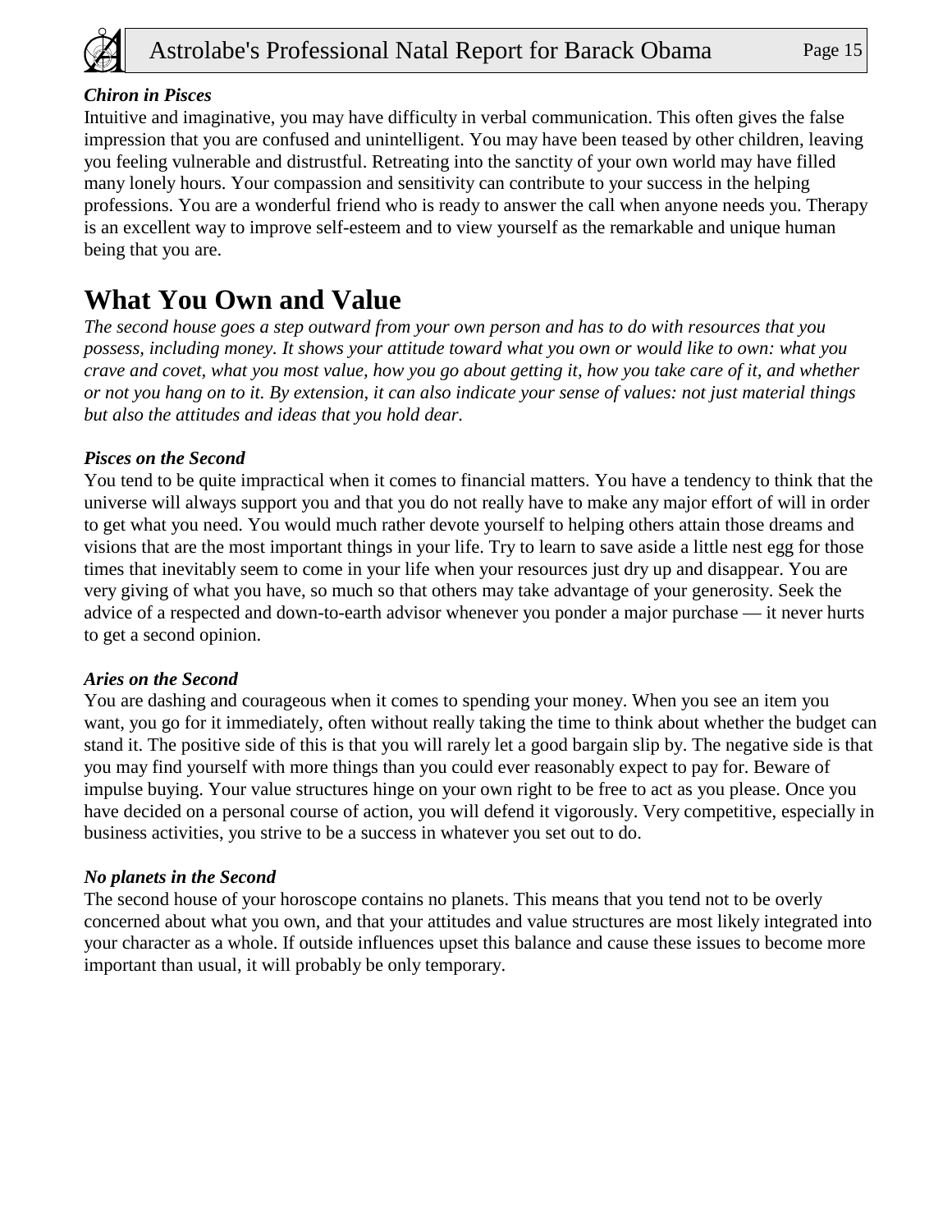***Chiron in Pisces***
Intuitive and imaginative, you may have difficulty in verbal communication. This often gives the false impression that you are confused and unintelligent. You may have been teased by other children, leaving you feeling vulnerable and distrustful. Retreating into the sanctity of your own world may have filled many lonely hours. Your compassion and sensitivity can contribute to your success in the helping professions. You are a wonderful friend who is ready to answer the call when anyone needs you. Therapy is an excellent way to improve self-esteem and to view yourself as the remarkable and unique human being that you are.

# What You Own and Value

*The second house goes a step outward from your own person and has to do with resources that you possess, including money. It shows your attitude toward what you own or would like to own: what you crave and covet, what you most value, how you go about getting it, how you take care of it, and whether or not you hang on to it. By extension, it can also indicate your sense of values: not just material things but also the attitudes and ideas that you hold dear.*

***Pisces on the Second***
You tend to be quite impractical when it comes to financial matters. You have a tendency to think that the universe will always support you and that you do not really have to make any major effort of will in order to get what you need. You would much rather devote yourself to helping others attain those dreams and visions that are the most important things in your life. Try to learn to save aside a little nest egg for those times that inevitably seem to come in your life when your resources just dry up and disappear. You are very giving of what you have, so much so that others may take advantage of your generosity. Seek the advice of a respected and down-to-earth advisor whenever you ponder a major purchase — it never hurts to get a second opinion.

***Aries on the Second***
You are dashing and courageous when it comes to spending your money. When you see an item you want, you go for it immediately, often without really taking the time to think about whether the budget can stand it. The positive side of this is that you will rarely let a good bargain slip by. The negative side is that you may find yourself with more things than you could ever reasonably expect to pay for. Beware of impulse buying. Your value structures hinge on your own right to be free to act as you please. Once you have decided on a personal course of action, you will defend it vigorously. Very competitive, especially in business activities, you strive to be a success in whatever you set out to do.

***No planets in the Second***
The second house of your horoscope contains no planets. This means that you tend not to be overly concerned about what you own, and that your attitudes and value structures are most likely integrated into your character as a whole. If outside influences upset this balance and cause these issues to become more important than usual, it will probably be only temporary.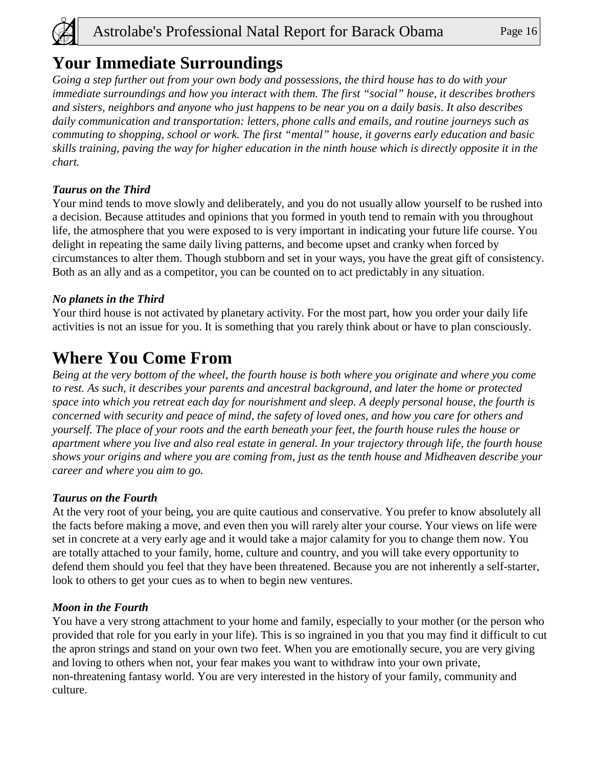## Your Immediate Surroundings

*Going a step further out from your own body and possessions, the third house has to do with your immediate surroundings and how you interact with them. The first "social" house, it describes brothers and sisters, neighbors and anyone who just happens to be near you on a daily basis. It also describes daily communication and transportation: letters, phone calls and emails, and routine journeys such as commuting to shopping, school or work. The first "mental" house, it governs early education and basic skills training, paving the way for higher education in the ninth house which is directly opposite it in the chart.*

***Taurus on the Third***

Your mind tends to move slowly and deliberately, and you do not usually allow yourself to be rushed into a decision. Because attitudes and opinions that you formed in youth tend to remain with you throughout life, the atmosphere that you were exposed to is very important in indicating your future life course. You delight in repeating the same daily living patterns, and become upset and cranky when forced by circumstances to alter them. Though stubborn and set in your ways, you have the great gift of consistency. Both as an ally and as a competitor, you can be counted on to act predictably in any situation.

***No planets in the Third***

Your third house is not activated by planetary activity. For the most part, how you order your daily life activities is not an issue for you. It is something that you rarely think about or have to plan consciously.

## Where You Come From

*Being at the very bottom of the wheel, the fourth house is both where you originate and where you come to rest. As such, it describes your parents and ancestral background, and later the home or protected space into which you retreat each day for nourishment and sleep. A deeply personal house, the fourth is concerned with security and peace of mind, the safety of loved ones, and how you care for others and yourself. The place of your roots and the earth beneath your feet, the fourth house rules the house or apartment where you live and also real estate in general. In your trajectory through life, the fourth house shows your origins and where you are coming from, just as the tenth house and Midheaven describe your career and where you aim to go.*

***Taurus on the Fourth***

At the very root of your being, you are quite cautious and conservative. You prefer to know absolutely all the facts before making a move, and even then you will rarely alter your course. Your views on life were set in concrete at a very early age and it would take a major calamity for you to change them now. You are totally attached to your family, home, culture and country, and you will take every opportunity to defend them should you feel that they have been threatened. Because you are not inherently a self-starter, look to others to get your cues as to when to begin new ventures.

***Moon in the Fourth***

You have a very strong attachment to your home and family, especially to your mother (or the person who provided that role for you early in your life). This is so ingrained in you that you may find it difficult to cut the apron strings and stand on your own two feet. When you are emotionally secure, you are very giving and loving to others when not, your fear makes you want to withdraw into your own private, non-threatening fantasy world. You are very interested in the history of your family, community and culture.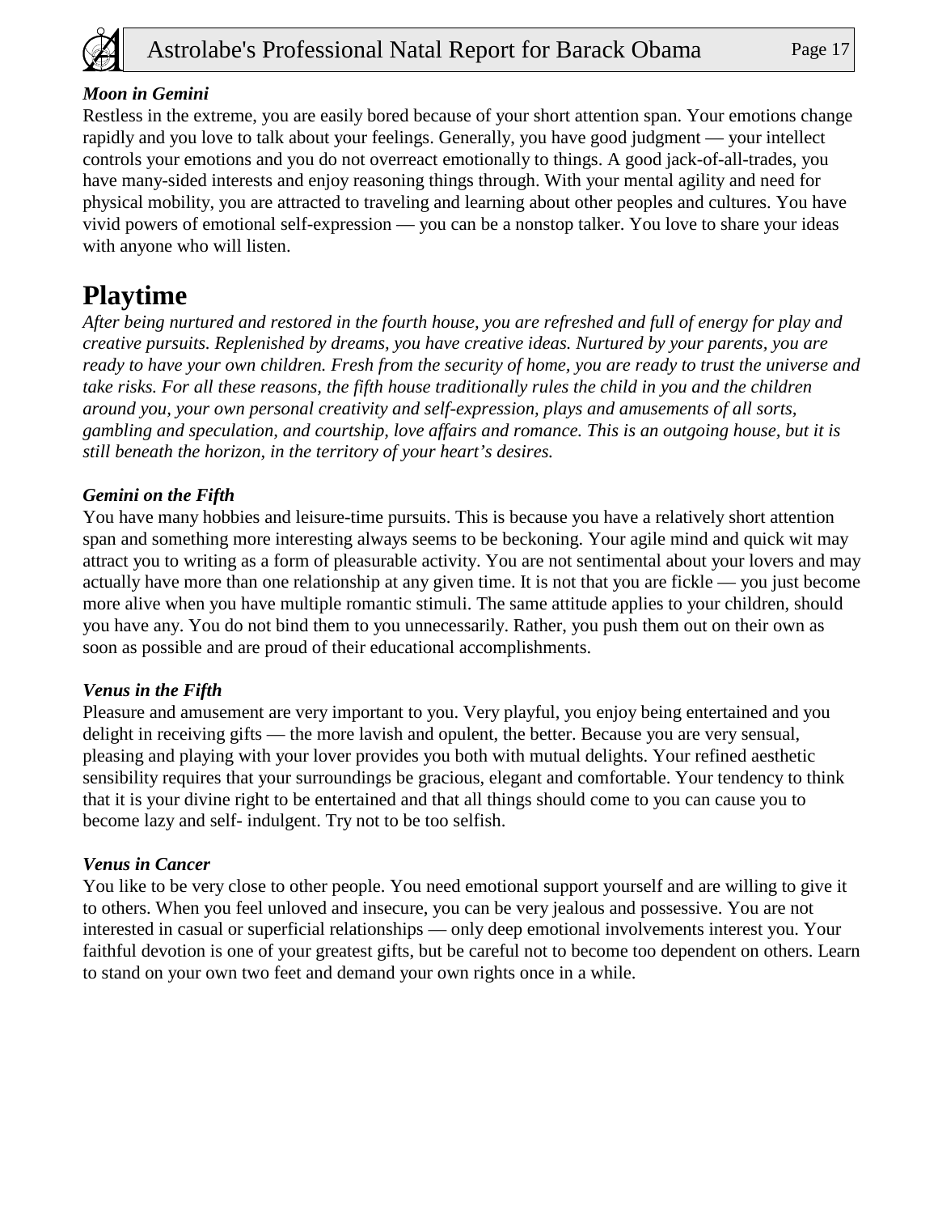***Moon in Gemini***

Restless in the extreme, you are easily bored because of your short attention span. Your emotions change rapidly and you love to talk about your feelings. Generally, you have good judgment — your intellect controls your emotions and you do not overreact emotionally to things. A good jack-of-all-trades, you have many-sided interests and enjoy reasoning things through. With your mental agility and need for physical mobility, you are attracted to traveling and learning about other peoples and cultures. You have vivid powers of emotional self-expression — you can be a nonstop talker. You love to share your ideas with anyone who will listen.

# Playtime

*After being nurtured and restored in the fourth house, you are refreshed and full of energy for play and creative pursuits. Replenished by dreams, you have creative ideas. Nurtured by your parents, you are ready to have your own children. Fresh from the security of home, you are ready to trust the universe and take risks. For all these reasons, the fifth house traditionally rules the child in you and the children around you, your own personal creativity and self-expression, plays and amusements of all sorts, gambling and speculation, and courtship, love affairs and romance. This is an outgoing house, but it is still beneath the horizon, in the territory of your heart's desires.*

***Gemini on the Fifth***

You have many hobbies and leisure-time pursuits. This is because you have a relatively short attention span and something more interesting always seems to be beckoning. Your agile mind and quick wit may attract you to writing as a form of pleasurable activity. You are not sentimental about your lovers and may actually have more than one relationship at any given time. It is not that you are fickle — you just become more alive when you have multiple romantic stimuli. The same attitude applies to your children, should you have any. You do not bind them to you unnecessarily. Rather, you push them out on their own as soon as possible and are proud of their educational accomplishments.

***Venus in the Fifth***

Pleasure and amusement are very important to you. Very playful, you enjoy being entertained and you delight in receiving gifts — the more lavish and opulent, the better. Because you are very sensual, pleasing and playing with your lover provides you both with mutual delights. Your refined aesthetic sensibility requires that your surroundings be gracious, elegant and comfortable. Your tendency to think that it is your divine right to be entertained and that all things should come to you can cause you to become lazy and self- indulgent. Try not to be too selfish.

***Venus in Cancer***

You like to be very close to other people. You need emotional support yourself and are willing to give it to others. When you feel unloved and insecure, you can be very jealous and possessive. You are not interested in casual or superficial relationships — only deep emotional involvements interest you. Your faithful devotion is one of your greatest gifts, but be careful not to become too dependent on others. Learn to stand on your own two feet and demand your own rights once in a while.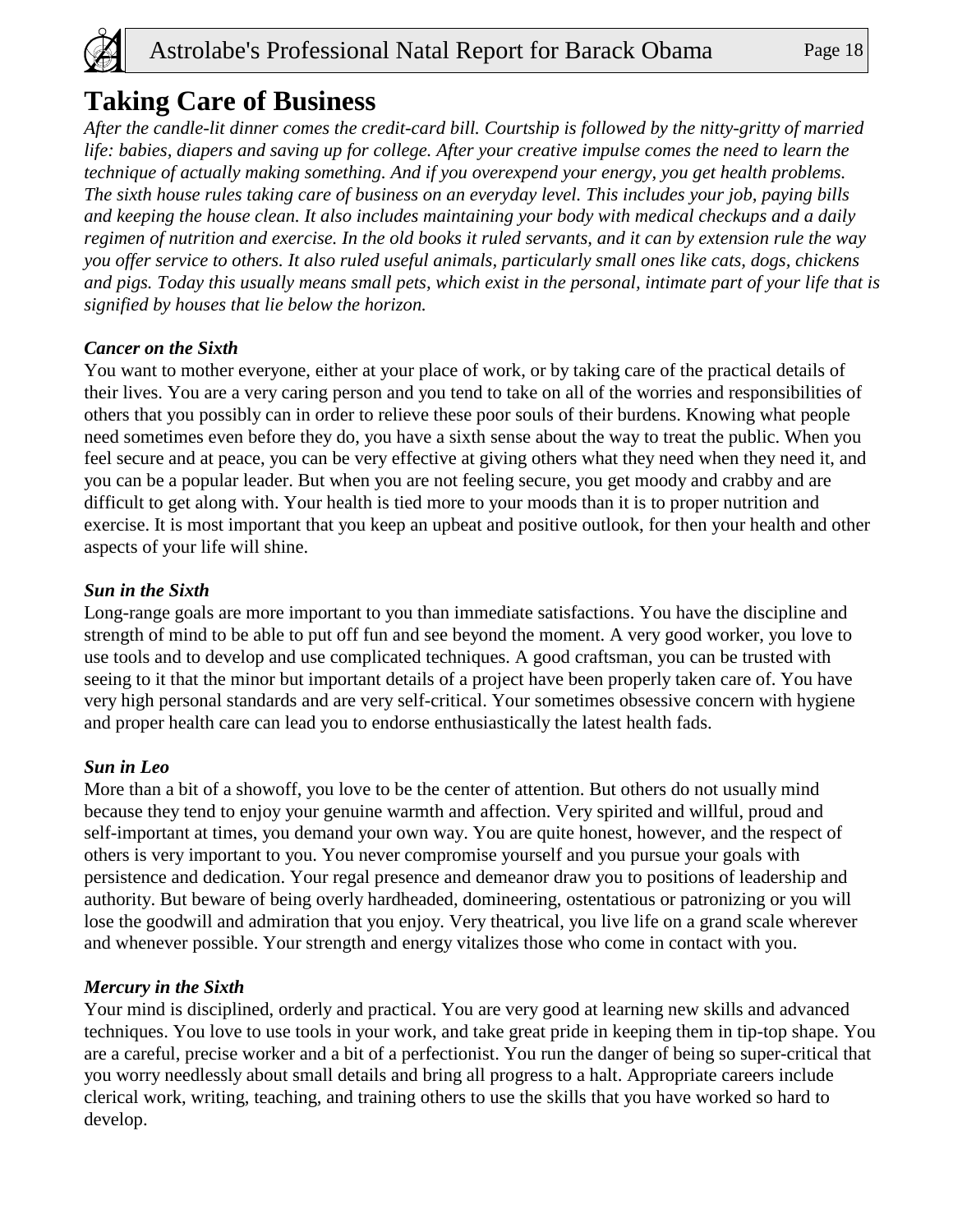# Taking Care of Business

*After the candle-lit dinner comes the credit-card bill. Courtship is followed by the nitty-gritty of married life: babies, diapers and saving up for college. After your creative impulse comes the need to learn the technique of actually making something. And if you overexpend your energy, you get health problems. The sixth house rules taking care of business on an everyday level. This includes your job, paying bills and keeping the house clean. It also includes maintaining your body with medical checkups and a daily regimen of nutrition and exercise. In the old books it ruled servants, and it can by extension rule the way you offer service to others. It also ruled useful animals, particularly small ones like cats, dogs, chickens and pigs. Today this usually means small pets, which exist in the personal, intimate part of your life that is signified by houses that lie below the horizon.*

***Cancer on the Sixth***

You want to mother everyone, either at your place of work, or by taking care of the practical details of their lives. You are a very caring person and you tend to take on all of the worries and responsibilities of others that you possibly can in order to relieve these poor souls of their burdens. Knowing what people need sometimes even before they do, you have a sixth sense about the way to treat the public. When you feel secure and at peace, you can be very effective at giving others what they need when they need it, and you can be a popular leader. But when you are not feeling secure, you get moody and crabby and are difficult to get along with. Your health is tied more to your moods than it is to proper nutrition and exercise. It is most important that you keep an upbeat and positive outlook, for then your health and other aspects of your life will shine.

***Sun in the Sixth***

Long-range goals are more important to you than immediate satisfactions. You have the discipline and strength of mind to be able to put off fun and see beyond the moment. A very good worker, you love to use tools and to develop and use complicated techniques. A good craftsman, you can be trusted with seeing to it that the minor but important details of a project have been properly taken care of. You have very high personal standards and are very self-critical. Your sometimes obsessive concern with hygiene and proper health care can lead you to endorse enthusiastically the latest health fads.

***Sun in Leo***

More than a bit of a showoff, you love to be the center of attention. But others do not usually mind because they tend to enjoy your genuine warmth and affection. Very spirited and willful, proud and self-important at times, you demand your own way. You are quite honest, however, and the respect of others is very important to you. You never compromise yourself and you pursue your goals with persistence and dedication. Your regal presence and demeanor draw you to positions of leadership and authority. But beware of being overly hardheaded, domineering, ostentatious or patronizing or you will lose the goodwill and admiration that you enjoy. Very theatrical, you live life on a grand scale wherever and whenever possible. Your strength and energy vitalizes those who come in contact with you.

***Mercury in the Sixth***

Your mind is disciplined, orderly and practical. You are very good at learning new skills and advanced techniques. You love to use tools in your work, and take great pride in keeping them in tip-top shape. You are a careful, precise worker and a bit of a perfectionist. You run the danger of being so super-critical that you worry needlessly about small details and bring all progress to a halt. Appropriate careers include clerical work, writing, teaching, and training others to use the skills that you have worked so hard to develop.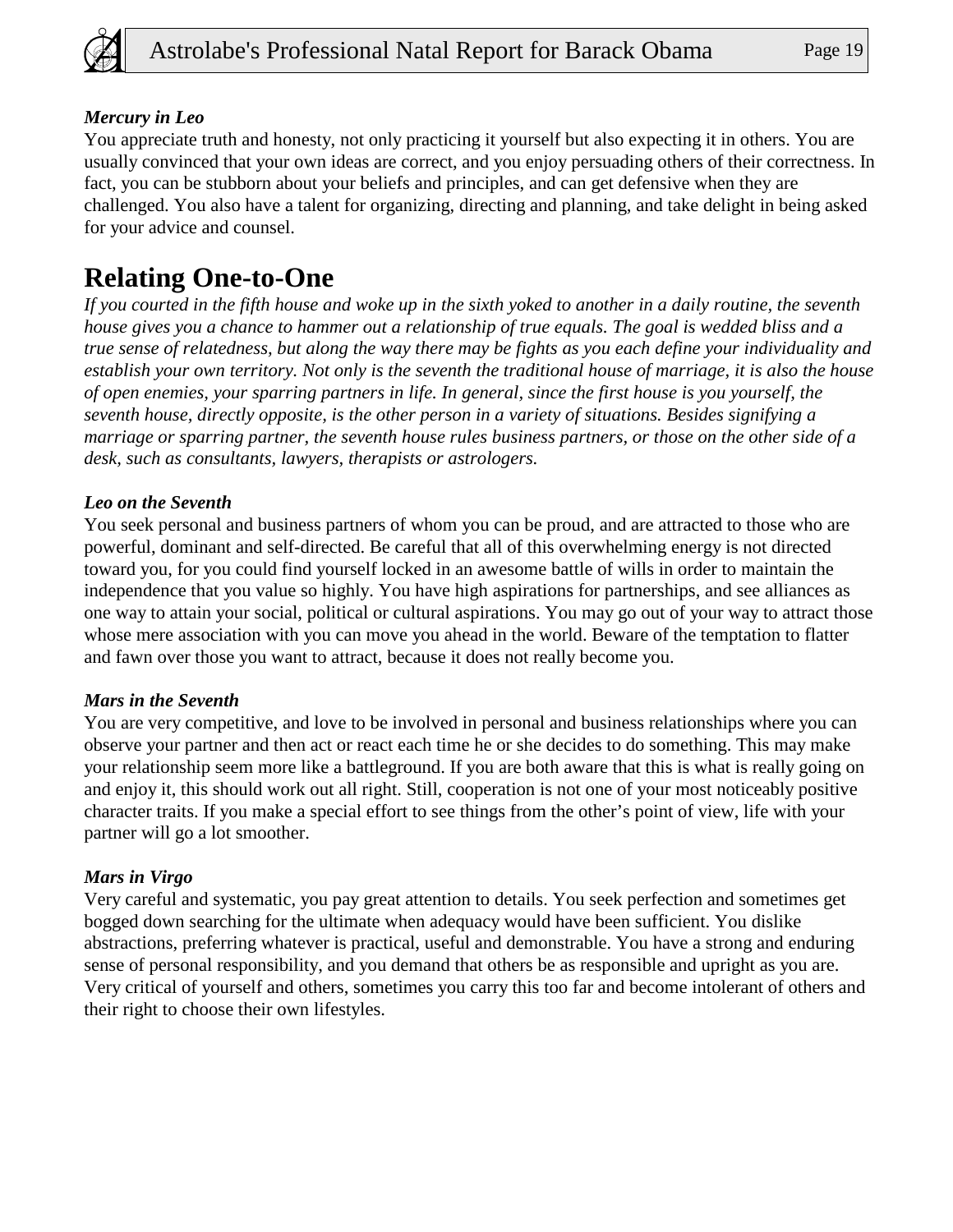***Mercury in Leo***

You appreciate truth and honesty, not only practicing it yourself but also expecting it in others. You are usually convinced that your own ideas are correct, and you enjoy persuading others of their correctness. In fact, you can be stubborn about your beliefs and principles, and can get defensive when they are challenged. You also have a talent for organizing, directing and planning, and take delight in being asked for your advice and counsel.

# Relating One-to-One

*If you courted in the fifth house and woke up in the sixth yoked to another in a daily routine, the seventh house gives you a chance to hammer out a relationship of true equals. The goal is wedded bliss and a true sense of relatedness, but along the way there may be fights as you each define your individuality and establish your own territory. Not only is the seventh the traditional house of marriage, it is also the house of open enemies, your sparring partners in life. In general, since the first house is you yourself, the seventh house, directly opposite, is the other person in a variety of situations. Besides signifying a marriage or sparring partner, the seventh house rules business partners, or those on the other side of a desk, such as consultants, lawyers, therapists or astrologers.*

***Leo on the Seventh***

You seek personal and business partners of whom you can be proud, and are attracted to those who are powerful, dominant and self-directed. Be careful that all of this overwhelming energy is not directed toward you, for you could find yourself locked in an awesome battle of wills in order to maintain the independence that you value so highly. You have high aspirations for partnerships, and see alliances as one way to attain your social, political or cultural aspirations. You may go out of your way to attract those whose mere association with you can move you ahead in the world. Beware of the temptation to flatter and fawn over those you want to attract, because it does not really become you.

***Mars in the Seventh***

You are very competitive, and love to be involved in personal and business relationships where you can observe your partner and then act or react each time he or she decides to do something. This may make your relationship seem more like a battleground. If you are both aware that this is what is really going on and enjoy it, this should work out all right. Still, cooperation is not one of your most noticeably positive character traits. If you make a special effort to see things from the other’s point of view, life with your partner will go a lot smoother.

***Mars in Virgo***

Very careful and systematic, you pay great attention to details. You seek perfection and sometimes get bogged down searching for the ultimate when adequacy would have been sufficient. You dislike abstractions, preferring whatever is practical, useful and demonstrable. You have a strong and enduring sense of personal responsibility, and you demand that others be as responsible and upright as you are. Very critical of yourself and others, sometimes you carry this too far and become intolerant of others and their right to choose their own lifestyles.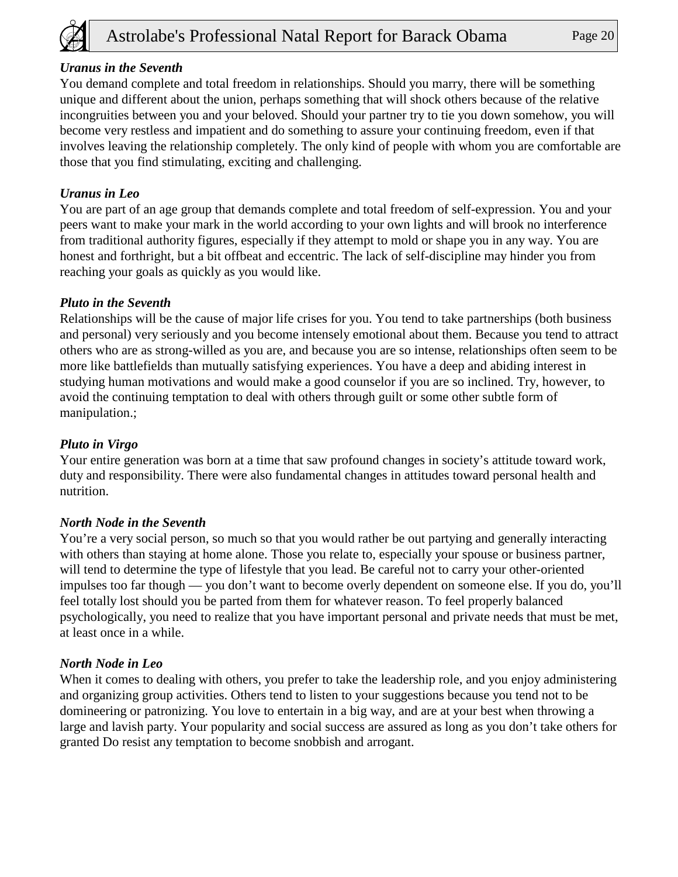***Uranus in the Seventh***

You demand complete and total freedom in relationships. Should you marry, there will be something unique and different about the union, perhaps something that will shock others because of the relative incongruities between you and your beloved. Should your partner try to tie you down somehow, you will become very restless and impatient and do something to assure your continuing freedom, even if that involves leaving the relationship completely. The only kind of people with whom you are comfortable are those that you find stimulating, exciting and challenging.

***Uranus in Leo***

You are part of an age group that demands complete and total freedom of self-expression. You and your peers want to make your mark in the world according to your own lights and will brook no interference from traditional authority figures, especially if they attempt to mold or shape you in any way. You are honest and forthright, but a bit offbeat and eccentric. The lack of self-discipline may hinder you from reaching your goals as quickly as you would like.

***Pluto in the Seventh***

Relationships will be the cause of major life crises for you. You tend to take partnerships (both business and personal) very seriously and you become intensely emotional about them. Because you tend to attract others who are as strong-willed as you are, and because you are so intense, relationships often seem to be more like battlefields than mutually satisfying experiences. You have a deep and abiding interest in studying human motivations and would make a good counselor if you are so inclined. Try, however, to avoid the continuing temptation to deal with others through guilt or some other subtle form of manipulation.;

***Pluto in Virgo***

Your entire generation was born at a time that saw profound changes in society's attitude toward work, duty and responsibility. There were also fundamental changes in attitudes toward personal health and nutrition.

***North Node in the Seventh***

You're a very social person, so much so that you would rather be out partying and generally interacting with others than staying at home alone. Those you relate to, especially your spouse or business partner, will tend to determine the type of lifestyle that you lead. Be careful not to carry your other-oriented impulses too far though — you don't want to become overly dependent on someone else. If you do, you'll feel totally lost should you be parted from them for whatever reason. To feel properly balanced psychologically, you need to realize that you have important personal and private needs that must be met, at least once in a while.

***North Node in Leo***

When it comes to dealing with others, you prefer to take the leadership role, and you enjoy administering and organizing group activities. Others tend to listen to your suggestions because you tend not to be domineering or patronizing. You love to entertain in a big way, and are at your best when throwing a large and lavish party. Your popularity and social success are assured as long as you don't take others for granted Do resist any temptation to become snobbish and arrogant.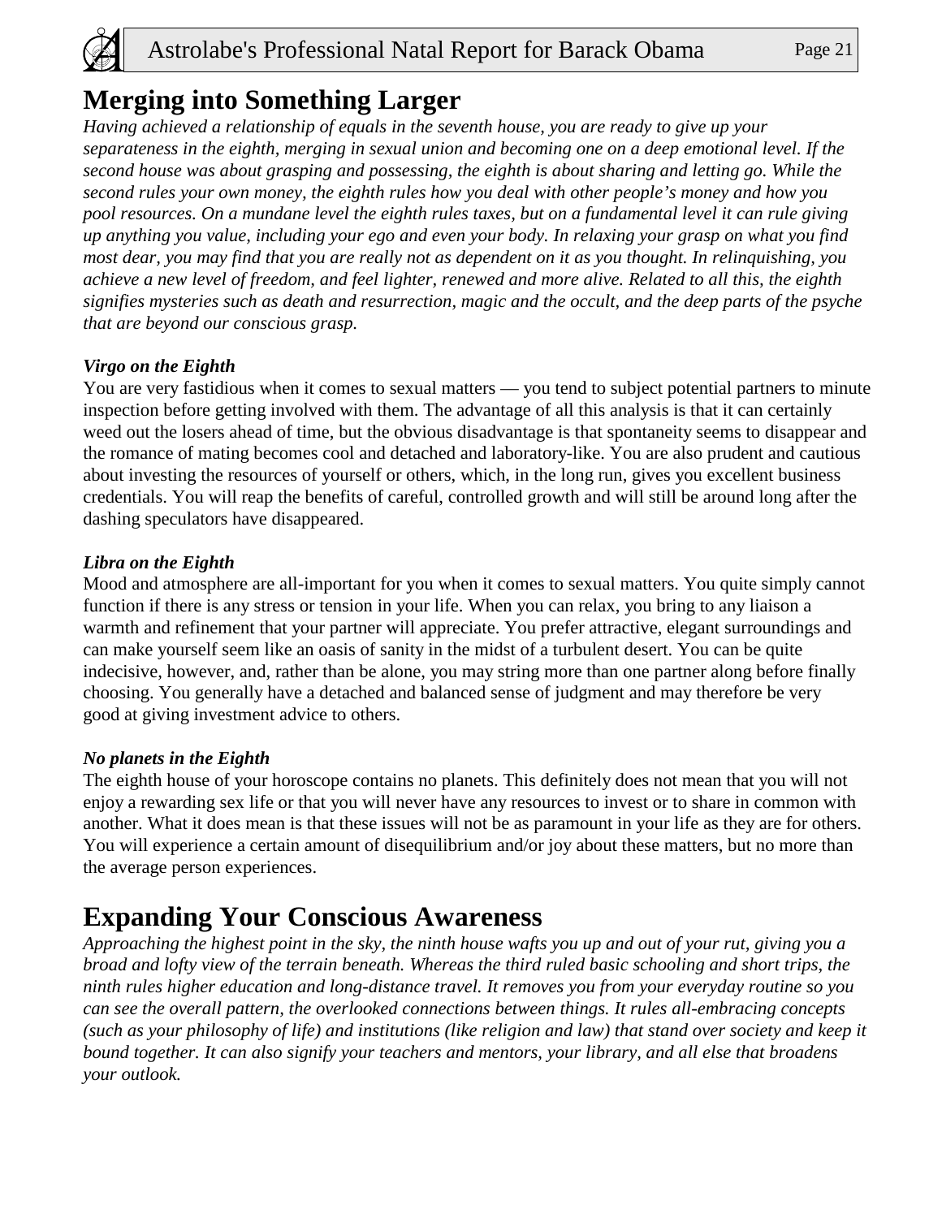## Merging into Something Larger

*Having achieved a relationship of equals in the seventh house, you are ready to give up your separateness in the eighth, merging in sexual union and becoming one on a deep emotional level. If the second house was about grasping and possessing, the eighth is about sharing and letting go. While the second rules your own money, the eighth rules how you deal with other people's money and how you pool resources. On a mundane level the eighth rules taxes, but on a fundamental level it can rule giving up anything you value, including your ego and even your body. In relaxing your grasp on what you find most dear, you may find that you are really not as dependent on it as you thought. In relinquishing, you achieve a new level of freedom, and feel lighter, renewed and more alive. Related to all this, the eighth signifies mysteries such as death and resurrection, magic and the occult, and the deep parts of the psyche that are beyond our conscious grasp.*

***Virgo on the Eighth***

You are very fastidious when it comes to sexual matters — you tend to subject potential partners to minute inspection before getting involved with them. The advantage of all this analysis is that it can certainly weed out the losers ahead of time, but the obvious disadvantage is that spontaneity seems to disappear and the romance of mating becomes cool and detached and laboratory-like. You are also prudent and cautious about investing the resources of yourself or others, which, in the long run, gives you excellent business credentials. You will reap the benefits of careful, controlled growth and will still be around long after the dashing speculators have disappeared.

***Libra on the Eighth***

Mood and atmosphere are all-important for you when it comes to sexual matters. You quite simply cannot function if there is any stress or tension in your life. When you can relax, you bring to any liaison a warmth and refinement that your partner will appreciate. You prefer attractive, elegant surroundings and can make yourself seem like an oasis of sanity in the midst of a turbulent desert. You can be quite indecisive, however, and, rather than be alone, you may string more than one partner along before finally choosing. You generally have a detached and balanced sense of judgment and may therefore be very good at giving investment advice to others.

***No planets in the Eighth***

The eighth house of your horoscope contains no planets. This definitely does not mean that you will not enjoy a rewarding sex life or that you will never have any resources to invest or to share in common with another. What it does mean is that these issues will not be as paramount in your life as they are for others. You will experience a certain amount of disequilibrium and/or joy about these matters, but no more than the average person experiences.

## Expanding Your Conscious Awareness

*Approaching the highest point in the sky, the ninth house wafts you up and out of your rut, giving you a broad and lofty view of the terrain beneath. Whereas the third ruled basic schooling and short trips, the ninth rules higher education and long-distance travel. It removes you from your everyday routine so you can see the overall pattern, the overlooked connections between things. It rules all-embracing concepts (such as your philosophy of life) and institutions (like religion and law) that stand over society and keep it bound together. It can also signify your teachers and mentors, your library, and all else that broadens your outlook.*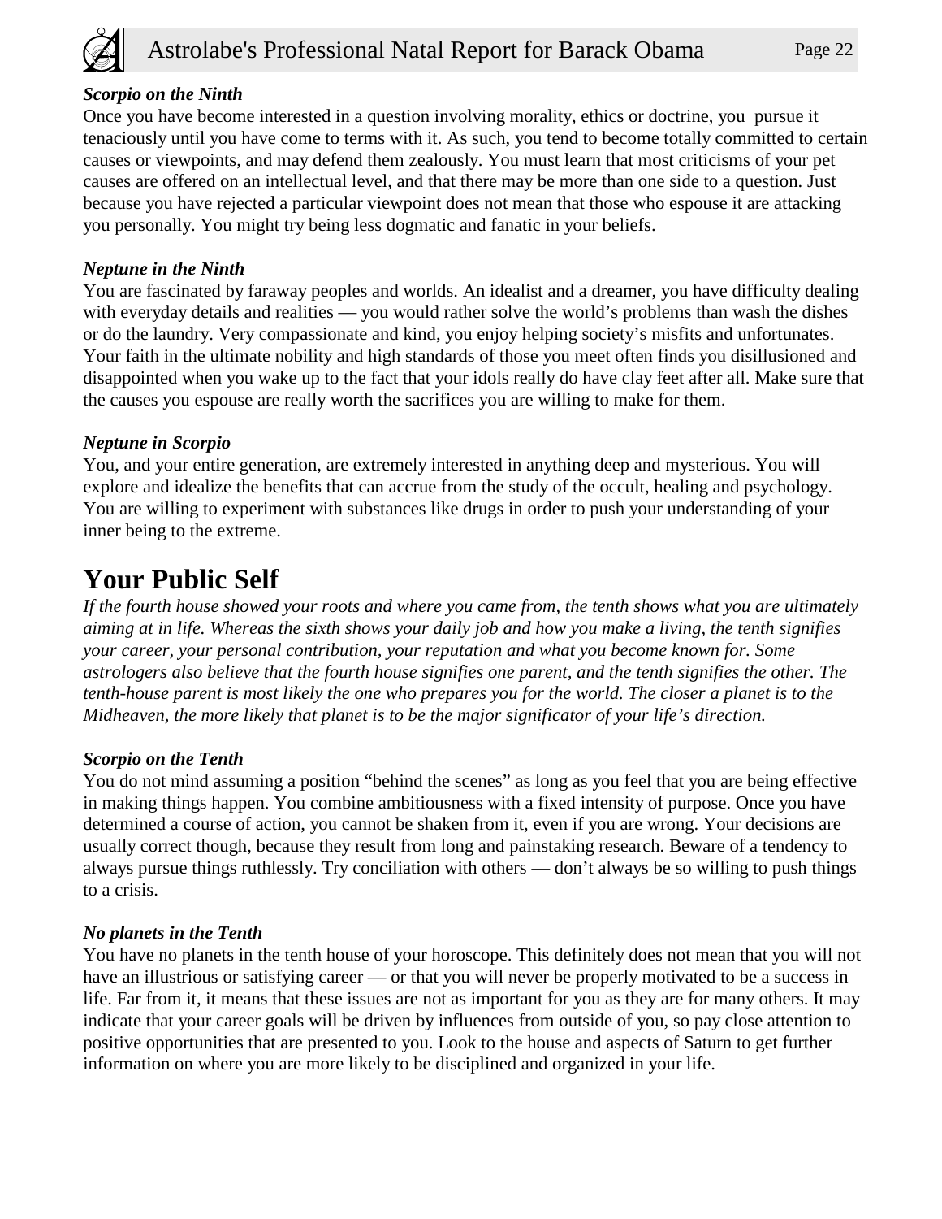### *Scorpio on the Ninth*

Once you have become interested in a question involving morality, ethics or doctrine, you pursue it tenaciously until you have come to terms with it. As such, you tend to become totally committed to certain causes or viewpoints, and may defend them zealously. You must learn that most criticisms of your pet causes are offered on an intellectual level, and that there may be more than one side to a question. Just because you have rejected a particular viewpoint does not mean that those who espouse it are attacking you personally. You might try being less dogmatic and fanatic in your beliefs.

### *Neptune in the Ninth*

You are fascinated by faraway peoples and worlds. An idealist and a dreamer, you have difficulty dealing with everyday details and realities — you would rather solve the world's problems than wash the dishes or do the laundry. Very compassionate and kind, you enjoy helping society's misfits and unfortunates. Your faith in the ultimate nobility and high standards of those you meet often finds you disillusioned and disappointed when you wake up to the fact that your idols really do have clay feet after all. Make sure that the causes you espouse are really worth the sacrifices you are willing to make for them.

### *Neptune in Scorpio*

You, and your entire generation, are extremely interested in anything deep and mysterious. You will explore and idealize the benefits that can accrue from the study of the occult, healing and psychology. You are willing to experiment with substances like drugs in order to push your understanding of your inner being to the extreme.

## Your Public Self

*If the fourth house showed your roots and where you came from, the tenth shows what you are ultimately aiming at in life. Whereas the sixth shows your daily job and how you make a living, the tenth signifies your career, your personal contribution, your reputation and what you become known for. Some astrologers also believe that the fourth house signifies one parent, and the tenth signifies the other. The tenth-house parent is most likely the one who prepares you for the world. The closer a planet is to the Midheaven, the more likely that planet is to be the major significator of your life's direction.*

### *Scorpio on the Tenth*

You do not mind assuming a position "behind the scenes" as long as you feel that you are being effective in making things happen. You combine ambitiousness with a fixed intensity of purpose. Once you have determined a course of action, you cannot be shaken from it, even if you are wrong. Your decisions are usually correct though, because they result from long and painstaking research. Beware of a tendency to always pursue things ruthlessly. Try conciliation with others — don't always be so willing to push things to a crisis.

### *No planets in the Tenth*

You have no planets in the tenth house of your horoscope. This definitely does not mean that you will not have an illustrious or satisfying career — or that you will never be properly motivated to be a success in life. Far from it, it means that these issues are not as important for you as they are for many others. It may indicate that your career goals will be driven by influences from outside of you, so pay close attention to positive opportunities that are presented to you. Look to the house and aspects of Saturn to get further information on where you are more likely to be disciplined and organized in your life.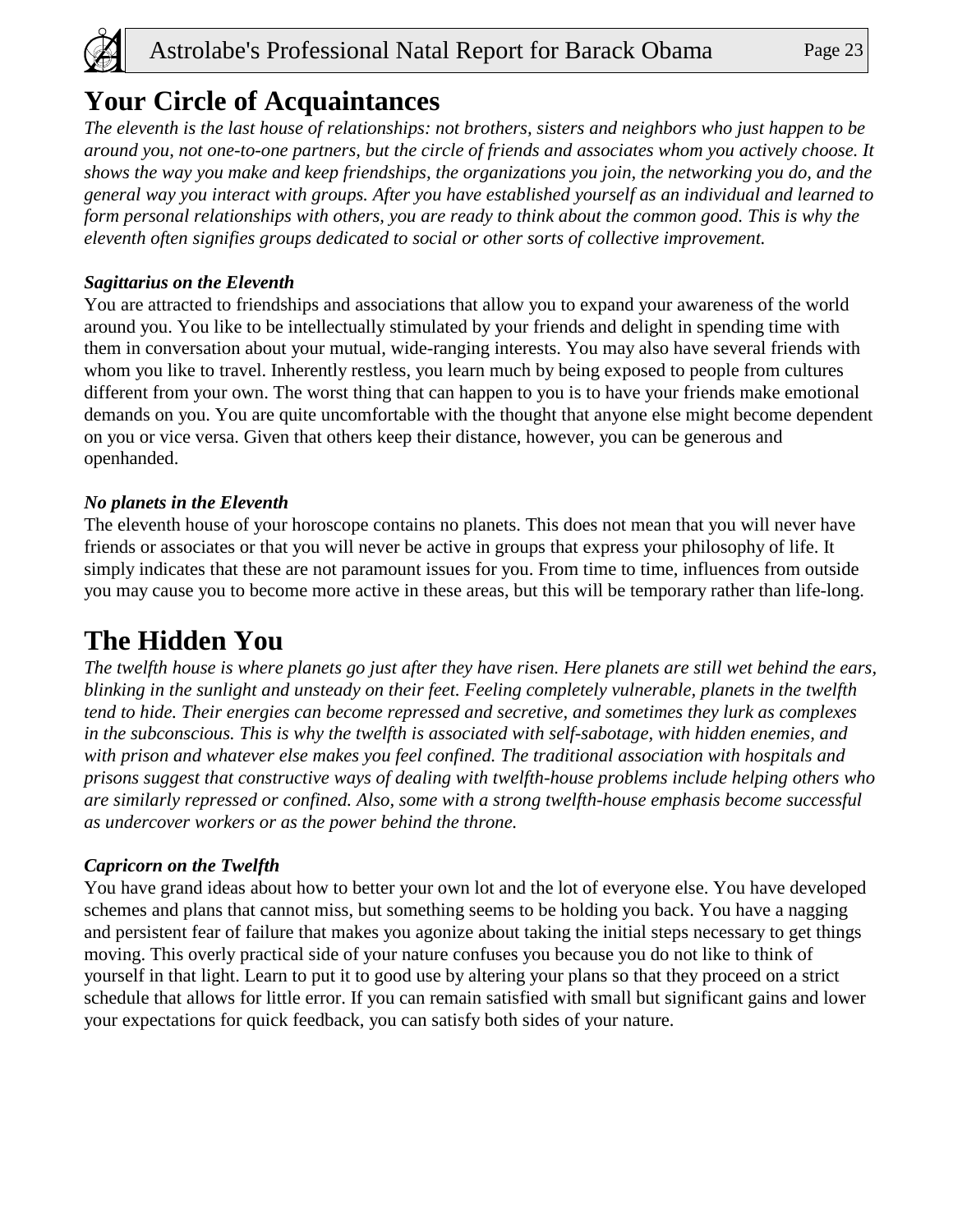# Your Circle of Acquaintances

*The eleventh is the last house of relationships: not brothers, sisters and neighbors who just happen to be around you, not one-to-one partners, but the circle of friends and associates whom you actively choose. It shows the way you make and keep friendships, the organizations you join, the networking you do, and the general way you interact with groups. After you have established yourself as an individual and learned to form personal relationships with others, you are ready to think about the common good. This is why the eleventh often signifies groups dedicated to social or other sorts of collective improvement.*

***Sagittarius on the Eleventh***

You are attracted to friendships and associations that allow you to expand your awareness of the world around you. You like to be intellectually stimulated by your friends and delight in spending time with them in conversation about your mutual, wide-ranging interests. You may also have several friends with whom you like to travel. Inherently restless, you learn much by being exposed to people from cultures different from your own. The worst thing that can happen to you is to have your friends make emotional demands on you. You are quite uncomfortable with the thought that anyone else might become dependent on you or vice versa. Given that others keep their distance, however, you can be generous and openhanded.

***No planets in the Eleventh***

The eleventh house of your horoscope contains no planets. This does not mean that you will never have friends or associates or that you will never be active in groups that express your philosophy of life. It simply indicates that these are not paramount issues for you. From time to time, influences from outside you may cause you to become more active in these areas, but this will be temporary rather than life-long.

# The Hidden You

*The twelfth house is where planets go just after they have risen. Here planets are still wet behind the ears, blinking in the sunlight and unsteady on their feet. Feeling completely vulnerable, planets in the twelfth tend to hide. Their energies can become repressed and secretive, and sometimes they lurk as complexes in the subconscious. This is why the twelfth is associated with self-sabotage, with hidden enemies, and with prison and whatever else makes you feel confined. The traditional association with hospitals and prisons suggest that constructive ways of dealing with twelfth-house problems include helping others who are similarly repressed or confined. Also, some with a strong twelfth-house emphasis become successful as undercover workers or as the power behind the throne.*

***Capricorn on the Twelfth***

You have grand ideas about how to better your own lot and the lot of everyone else. You have developed schemes and plans that cannot miss, but something seems to be holding you back. You have a nagging and persistent fear of failure that makes you agonize about taking the initial steps necessary to get things moving. This overly practical side of your nature confuses you because you do not like to think of yourself in that light. Learn to put it to good use by altering your plans so that they proceed on a strict schedule that allows for little error. If you can remain satisfied with small but significant gains and lower your expectations for quick feedback, you can satisfy both sides of your nature.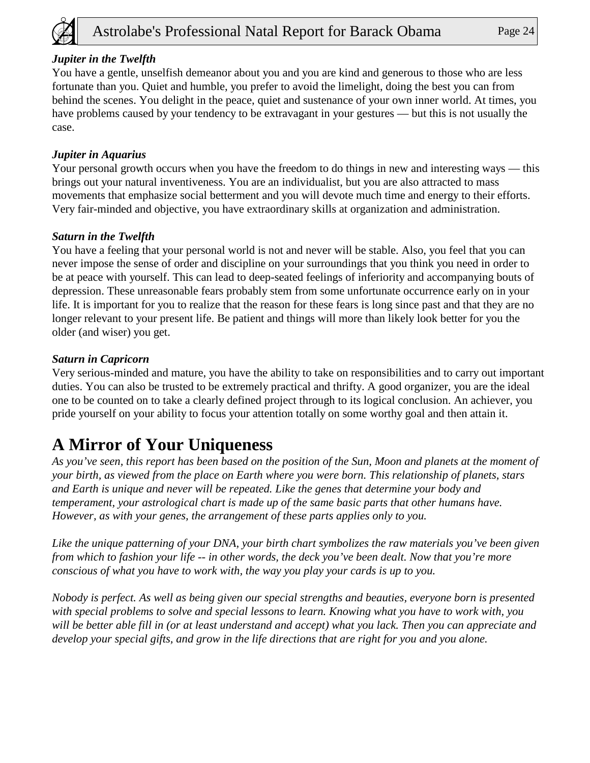***Jupiter in the Twelfth***

You have a gentle, unselfish demeanor about you and you are kind and generous to those who are less fortunate than you. Quiet and humble, you prefer to avoid the limelight, doing the best you can from behind the scenes. You delight in the peace, quiet and sustenance of your own inner world. At times, you have problems caused by your tendency to be extravagant in your gestures — but this is not usually the case.

***Jupiter in Aquarius***

Your personal growth occurs when you have the freedom to do things in new and interesting ways — this brings out your natural inventiveness. You are an individualist, but you are also attracted to mass movements that emphasize social betterment and you will devote much time and energy to their efforts. Very fair-minded and objective, you have extraordinary skills at organization and administration.

***Saturn in the Twelfth***

You have a feeling that your personal world is not and never will be stable. Also, you feel that you can never impose the sense of order and discipline on your surroundings that you think you need in order to be at peace with yourself. This can lead to deep-seated feelings of inferiority and accompanying bouts of depression. These unreasonable fears probably stem from some unfortunate occurrence early on in your life. It is important for you to realize that the reason for these fears is long since past and that they are no longer relevant to your present life. Be patient and things will more than likely look better for you the older (and wiser) you get.

***Saturn in Capricorn***

Very serious-minded and mature, you have the ability to take on responsibilities and to carry out important duties. You can also be trusted to be extremely practical and thrifty. A good organizer, you are the ideal one to be counted on to take a clearly defined project through to its logical conclusion. An achiever, you pride yourself on your ability to focus your attention totally on some worthy goal and then attain it.

# A Mirror of Your Uniqueness

*As you've seen, this report has been based on the position of the Sun, Moon and planets at the moment of your birth, as viewed from the place on Earth where you were born. This relationship of planets, stars and Earth is unique and never will be repeated. Like the genes that determine your body and temperament, your astrological chart is made up of the same basic parts that other humans have. However, as with your genes, the arrangement of these parts applies only to you.*

*Like the unique patterning of your DNA, your birth chart symbolizes the raw materials you've been given from which to fashion your life -- in other words, the deck you've been dealt. Now that you're more conscious of what you have to work with, the way you play your cards is up to you.*

*Nobody is perfect. As well as being given our special strengths and beauties, everyone born is presented with special problems to solve and special lessons to learn. Knowing what you have to work with, you will be better able fill in (or at least understand and accept) what you lack. Then you can appreciate and develop your special gifts, and grow in the life directions that are right for you and you alone.*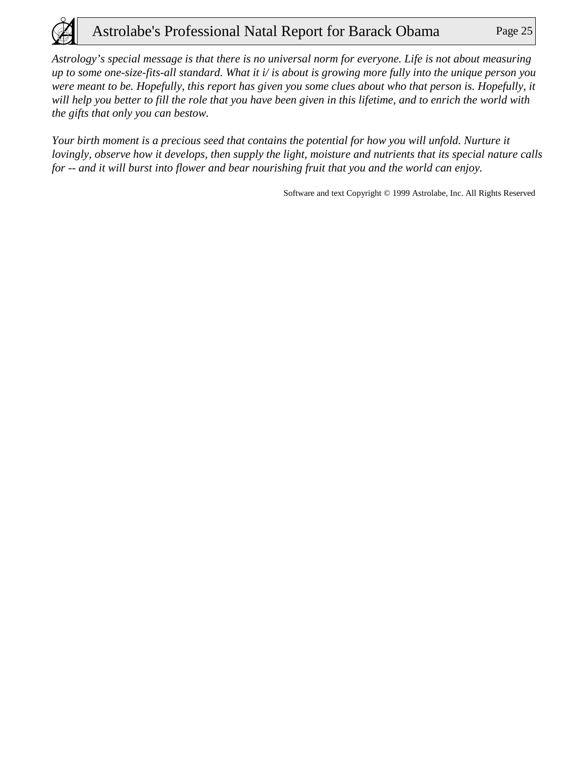*Astrology's special message is that there is no universal norm for everyone. Life is not about measuring up to some one-size-fits-all standard. What it i/ is about is growing more fully into the unique person you were meant to be. Hopefully, this report has given you some clues about who that person is. Hopefully, it will help you better to fill the role that you have been given in this lifetime, and to enrich the world with the gifts that only you can bestow.*

*Your birth moment is a precious seed that contains the potential for how you will unfold. Nurture it lovingly, observe how it develops, then supply the light, moisture and nutrients that its special nature calls for -- and it will burst into flower and bear nourishing fruit that you and the world can enjoy.*

Software and text Copyright © 1999 Astrolabe, Inc. All Rights Reserved